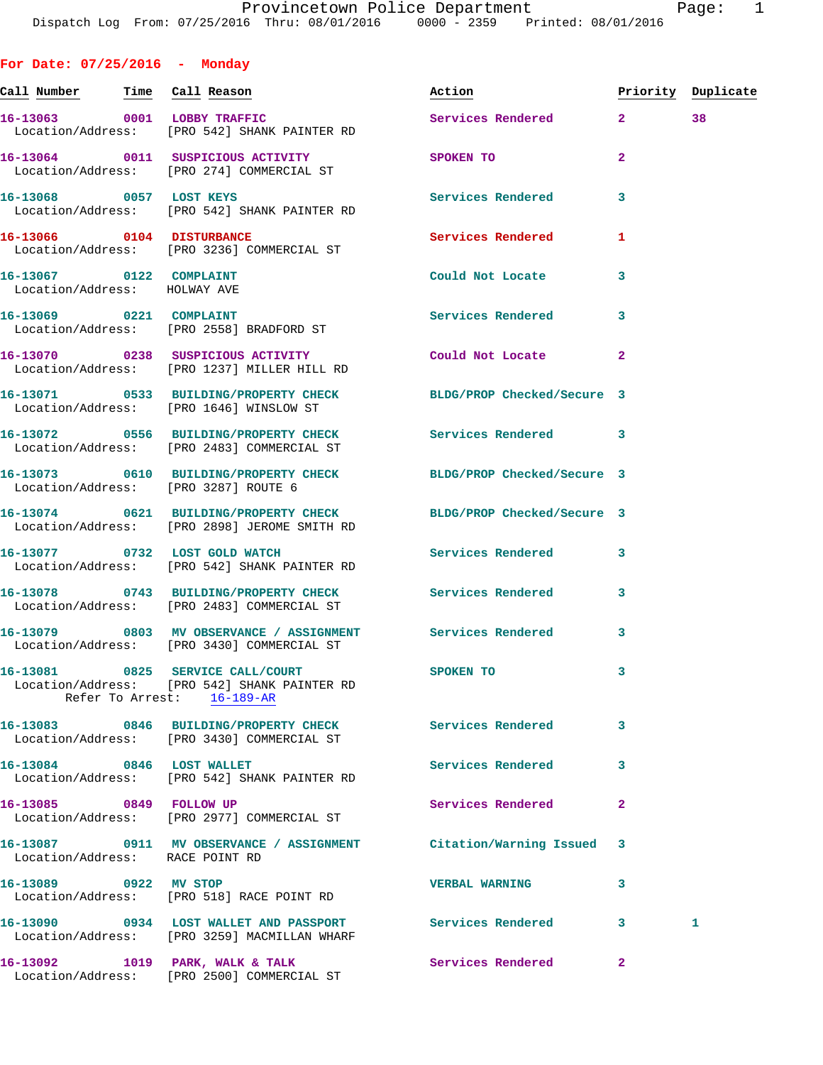Provincetown Police Department
Dispatch Log From: 07/25/2016 Thru: 08/01/2016 0000 - 2359 Printed: 08/01/2016

## For Date: 07/25/2016 - Monday

| Call Number | Time | Call Reason | Action | Priority | Duplicate |
|---|---|---|---|---|---|
| 16-13063 | 0001 | LOBBY TRAFFIC | Services Rendered | 2 | 38 |
| Location/Address: | | [PRO 542] SHANK PAINTER RD | | | |
| 16-13064 | 0011 | SUSPICIOUS ACTIVITY | SPOKEN TO | 2 | |
| Location/Address: | | [PRO 274] COMMERCIAL ST | | | |
| 16-13068 | 0057 | LOST KEYS | Services Rendered | 3 | |
| Location/Address: | | [PRO 542] SHANK PAINTER RD | | | |
| 16-13066 | 0104 | DISTURBANCE | Services Rendered | 1 | |
| Location/Address: | | [PRO 3236] COMMERCIAL ST | | | |
| 16-13067 | 0122 | COMPLAINT | Could Not Locate | 3 | |
| Location/Address: | | HOLWAY AVE | | | |
| 16-13069 | 0221 | COMPLAINT | Services Rendered | 3 | |
| Location/Address: | | [PRO 2558] BRADFORD ST | | | |
| 16-13070 | 0238 | SUSPICIOUS ACTIVITY | Could Not Locate | 2 | |
| Location/Address: | | [PRO 1237] MILLER HILL RD | | | |
| 16-13071 | 0533 | BUILDING/PROPERTY CHECK | BLDG/PROP Checked/Secure | 3 | |
| Location/Address: | | [PRO 1646] WINSLOW ST | | | |
| 16-13072 | 0556 | BUILDING/PROPERTY CHECK | Services Rendered | 3 | |
| Location/Address: | | [PRO 2483] COMMERCIAL ST | | | |
| 16-13073 | 0610 | BUILDING/PROPERTY CHECK | BLDG/PROP Checked/Secure | 3 | |
| Location/Address: | | [PRO 3287] ROUTE 6 | | | |
| 16-13074 | 0621 | BUILDING/PROPERTY CHECK | BLDG/PROP Checked/Secure | 3 | |
| Location/Address: | | [PRO 2898] JEROME SMITH RD | | | |
| 16-13077 | 0732 | LOST GOLD WATCH | Services Rendered | 3 | |
| Location/Address: | | [PRO 542] SHANK PAINTER RD | | | |
| 16-13078 | 0743 | BUILDING/PROPERTY CHECK | Services Rendered | 3 | |
| Location/Address: | | [PRO 2483] COMMERCIAL ST | | | |
| 16-13079 | 0803 | MV OBSERVANCE / ASSIGNMENT | Services Rendered | 3 | |
| Location/Address: | | [PRO 3430] COMMERCIAL ST | | | |
| 16-13081 | 0825 | SERVICE CALL/COURT | SPOKEN TO | 3 | |
| Location/Address: | | [PRO 542] SHANK PAINTER RD | | | |
| Refer To Arrest: | | 16-189-AR | | | |
| 16-13083 | 0846 | BUILDING/PROPERTY CHECK | Services Rendered | 3 | |
| Location/Address: | | [PRO 3430] COMMERCIAL ST | | | |
| 16-13084 | 0846 | LOST WALLET | Services Rendered | 3 | |
| Location/Address: | | [PRO 542] SHANK PAINTER RD | | | |
| 16-13085 | 0849 | FOLLOW UP | Services Rendered | 2 | |
| Location/Address: | | [PRO 2977] COMMERCIAL ST | | | |
| 16-13087 | 0911 | MV OBSERVANCE / ASSIGNMENT | Citation/Warning Issued | 3 | |
| Location/Address: | | RACE POINT RD | | | |
| 16-13089 | 0922 | MV STOP | VERBAL WARNING | 3 | |
| Location/Address: | | [PRO 518] RACE POINT RD | | | |
| 16-13090 | 0934 | LOST WALLET AND PASSPORT | Services Rendered | 3 | 1 |
| Location/Address: | | [PRO 3259] MACMILLAN WHARF | | | |
| 16-13092 | 1019 | PARK, WALK & TALK | Services Rendered | 2 | |
| Location/Address: | | [PRO 2500] COMMERCIAL ST | | | |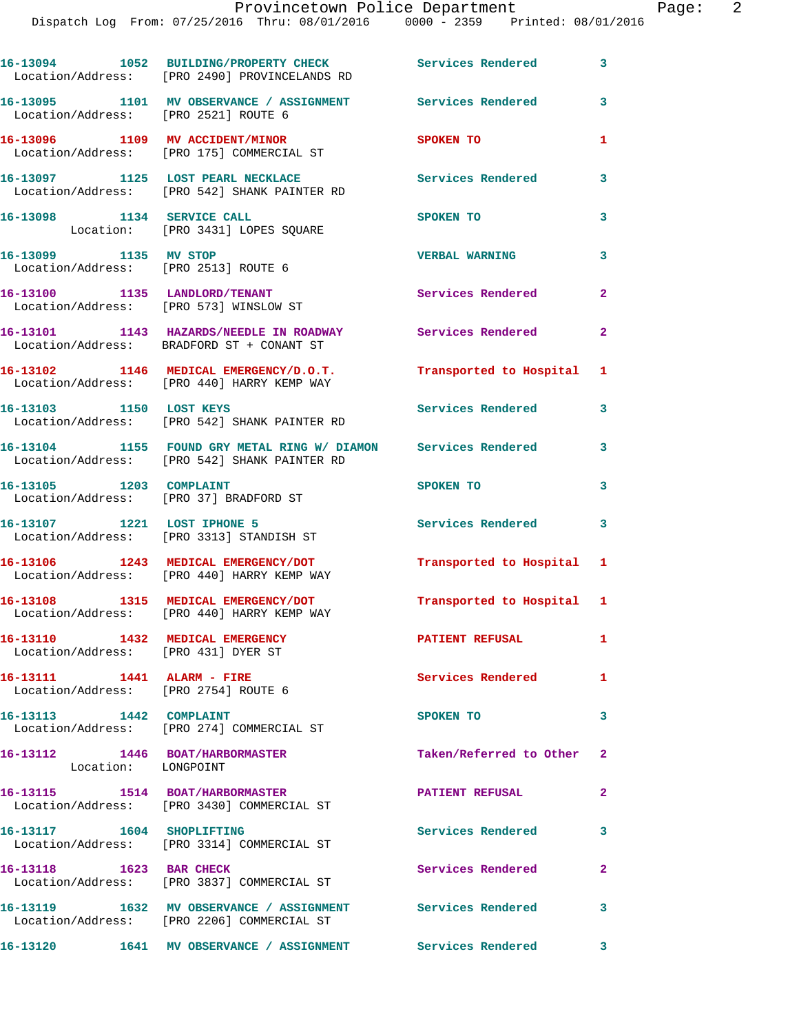16-13094 1052 BUILDING/PROPERTY CHECK Services Rendered 3
Location/Address: [PRO 2490] PROVINCELANDS RD

16-13095 1101 MV OBSERVANCE / ASSIGNMENT Services Rendered 3
Location/Address: [PRO 2521] ROUTE 6

16-13096 1109 MV ACCIDENT/MINOR SPOKEN TO 1
Location/Address: [PRO 175] COMMERCIAL ST

16-13097 1125 LOST PEARL NECKLACE Services Rendered 3
Location/Address: [PRO 542] SHANK PAINTER RD

16-13098 1134 SERVICE CALL SPOKEN TO 3
Location: [PRO 3431] LOPES SQUARE

16-13099 1135 MV STOP VERBAL WARNING 3
Location/Address: [PRO 2513] ROUTE 6

16-13100 1135 LANDLORD/TENANT Services Rendered 2
Location/Address: [PRO 573] WINSLOW ST

16-13101 1143 HAZARDS/NEEDLE IN ROADWAY Services Rendered 2
Location/Address: BRADFORD ST + CONANT ST

16-13102 1146 MEDICAL EMERGENCY/D.O.T. Transported to Hospital 1
Location/Address: [PRO 440] HARRY KEMP WAY

16-13103 1150 LOST KEYS Services Rendered 3
Location/Address: [PRO 542] SHANK PAINTER RD

16-13104 1155 FOUND GRY METAL RING W/ DIAMON Services Rendered 3
Location/Address: [PRO 542] SHANK PAINTER RD

16-13105 1203 COMPLAINT SPOKEN TO 3
Location/Address: [PRO 37] BRADFORD ST

16-13107 1221 LOST IPHONE 5 Services Rendered 3
Location/Address: [PRO 3313] STANDISH ST

16-13106 1243 MEDICAL EMERGENCY/DOT Transported to Hospital 1
Location/Address: [PRO 440] HARRY KEMP WAY

16-13108 1315 MEDICAL EMERGENCY/DOT Transported to Hospital 1
Location/Address: [PRO 440] HARRY KEMP WAY

16-13110 1432 MEDICAL EMERGENCY PATIENT REFUSAL 1
Location/Address: [PRO 431] DYER ST

16-13111 1441 ALARM - FIRE Services Rendered 1
Location/Address: [PRO 2754] ROUTE 6

16-13113 1442 COMPLAINT SPOKEN TO 3
Location/Address: [PRO 274] COMMERCIAL ST

16-13112 1446 BOAT/HARBORMASTER Taken/Referred to Other 2
Location: LONGPOINT

16-13115 1514 BOAT/HARBORMASTER PATIENT REFUSAL 2
Location/Address: [PRO 3430] COMMERCIAL ST

16-13117 1604 SHOPLIFTING Services Rendered 3
Location/Address: [PRO 3314] COMMERCIAL ST

16-13118 1623 BAR CHECK Services Rendered 2
Location/Address: [PRO 3837] COMMERCIAL ST

16-13119 1632 MV OBSERVANCE / ASSIGNMENT Services Rendered 3
Location/Address: [PRO 2206] COMMERCIAL ST

16-13120 1641 MV OBSERVANCE / ASSIGNMENT Services Rendered 3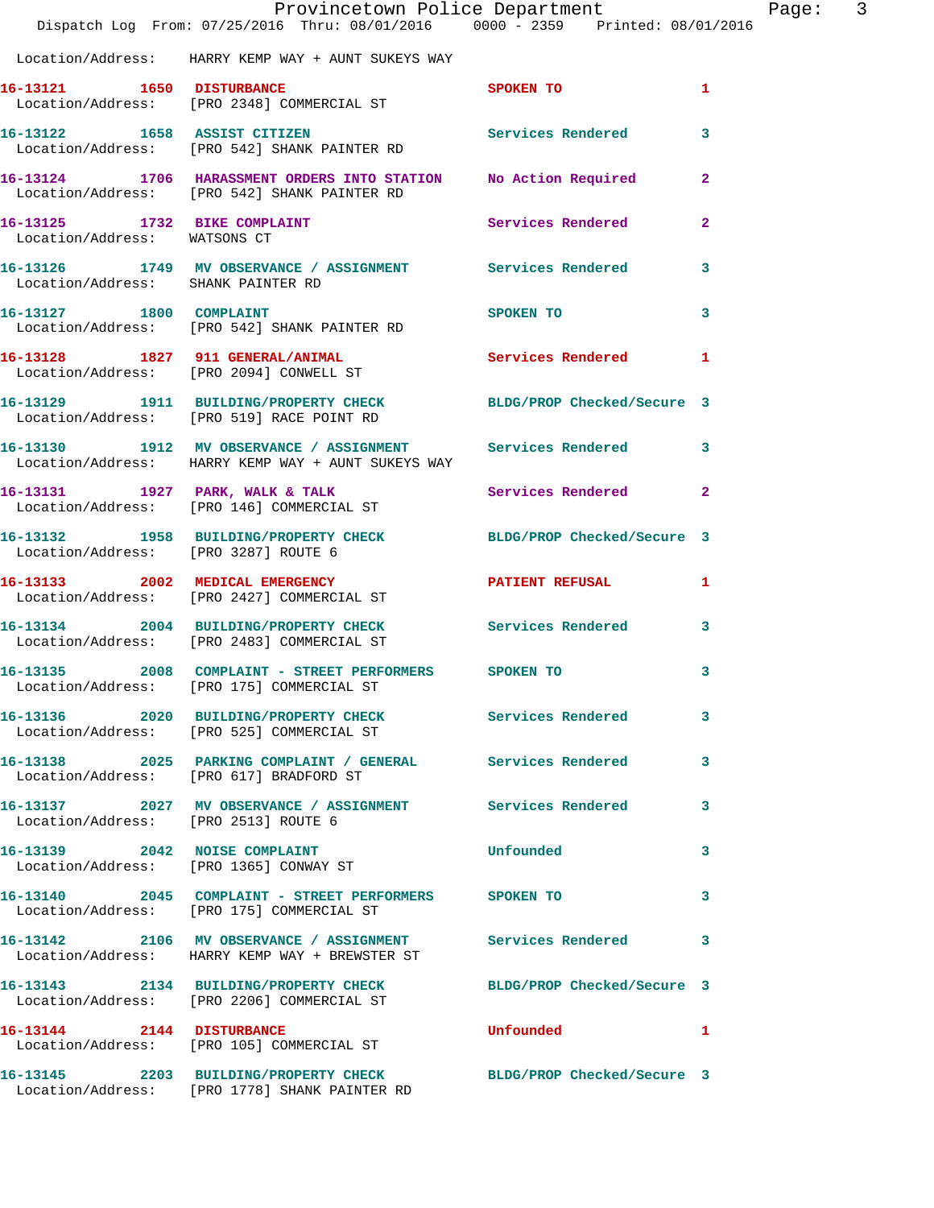Location/Address: HARRY KEMP WAY + AUNT SUKEYS WAY

| Call # | Time | Call Type | Disposition | Priority |
|---|---|---|---|---|
| 16-13121 | 1650 | DISTURBANCE | SPOKEN TO | 1 |
| | | Location/Address: [PRO 2348] COMMERCIAL ST | | |
| 16-13122 | 1658 | ASSIST CITIZEN | Services Rendered | 3 |
| | | Location/Address: [PRO 542] SHANK PAINTER RD | | |
| 16-13124 | 1706 | HARASSMENT ORDERS INTO STATION | No Action Required | 2 |
| | | Location/Address: [PRO 542] SHANK PAINTER RD | | |
| 16-13125 | 1732 | BIKE COMPLAINT | Services Rendered | 2 |
| | | Location/Address: WATSONS CT | | |
| 16-13126 | 1749 | MV OBSERVANCE / ASSIGNMENT | Services Rendered | 3 |
| | | Location/Address: SHANK PAINTER RD | | |
| 16-13127 | 1800 | COMPLAINT | SPOKEN TO | 3 |
| | | Location/Address: [PRO 542] SHANK PAINTER RD | | |
| 16-13128 | 1827 | 911 GENERAL/ANIMAL | Services Rendered | 1 |
| | | Location/Address: [PRO 2094] CONWELL ST | | |
| 16-13129 | 1911 | BUILDING/PROPERTY CHECK | BLDG/PROP Checked/Secure | 3 |
| | | Location/Address: [PRO 519] RACE POINT RD | | |
| 16-13130 | 1912 | MV OBSERVANCE / ASSIGNMENT | Services Rendered | 3 |
| | | Location/Address: HARRY KEMP WAY + AUNT SUKEYS WAY | | |
| 16-13131 | 1927 | PARK, WALK & TALK | Services Rendered | 2 |
| | | Location/Address: [PRO 146] COMMERCIAL ST | | |
| 16-13132 | 1958 | BUILDING/PROPERTY CHECK | BLDG/PROP Checked/Secure | 3 |
| | | Location/Address: [PRO 3287] ROUTE 6 | | |
| 16-13133 | 2002 | MEDICAL EMERGENCY | PATIENT REFUSAL | 1 |
| | | Location/Address: [PRO 2427] COMMERCIAL ST | | |
| 16-13134 | 2004 | BUILDING/PROPERTY CHECK | Services Rendered | 3 |
| | | Location/Address: [PRO 2483] COMMERCIAL ST | | |
| 16-13135 | 2008 | COMPLAINT - STREET PERFORMERS | SPOKEN TO | 3 |
| | | Location/Address: [PRO 175] COMMERCIAL ST | | |
| 16-13136 | 2020 | BUILDING/PROPERTY CHECK | Services Rendered | 3 |
| | | Location/Address: [PRO 525] COMMERCIAL ST | | |
| 16-13138 | 2025 | PARKING COMPLAINT / GENERAL | Services Rendered | 3 |
| | | Location/Address: [PRO 617] BRADFORD ST | | |
| 16-13137 | 2027 | MV OBSERVANCE / ASSIGNMENT | Services Rendered | 3 |
| | | Location/Address: [PRO 2513] ROUTE 6 | | |
| 16-13139 | 2042 | NOISE COMPLAINT | Unfounded | 3 |
| | | Location/Address: [PRO 1365] CONWAY ST | | |
| 16-13140 | 2045 | COMPLAINT - STREET PERFORMERS | SPOKEN TO | 3 |
| | | Location/Address: [PRO 175] COMMERCIAL ST | | |
| 16-13142 | 2106 | MV OBSERVANCE / ASSIGNMENT | Services Rendered | 3 |
| | | Location/Address: HARRY KEMP WAY + BREWSTER ST | | |
| 16-13143 | 2134 | BUILDING/PROPERTY CHECK | BLDG/PROP Checked/Secure | 3 |
| | | Location/Address: [PRO 2206] COMMERCIAL ST | | |
| 16-13144 | 2144 | DISTURBANCE | Unfounded | 1 |
| | | Location/Address: [PRO 105] COMMERCIAL ST | | |
| 16-13145 | 2203 | BUILDING/PROPERTY CHECK | BLDG/PROP Checked/Secure | 3 |
| | | Location/Address: [PRO 1778] SHANK PAINTER RD | | |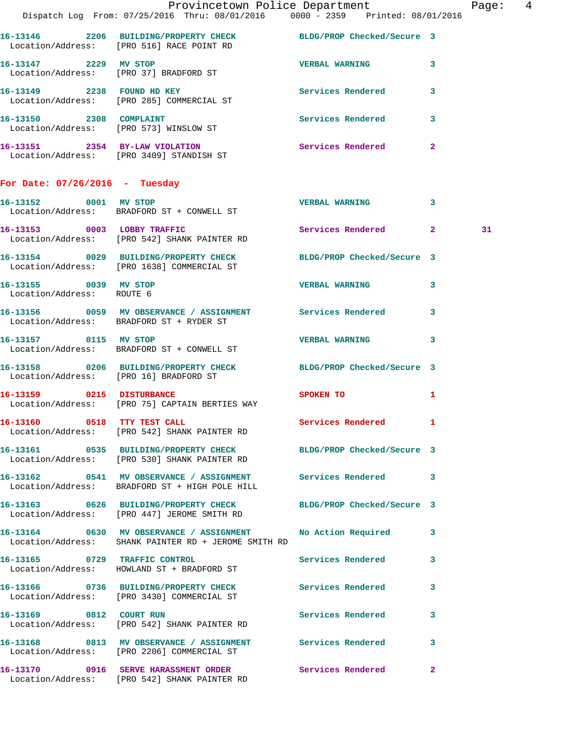16-13146 2206 BUILDING/PROPERTY CHECK BLDG/PROP Checked/Secure 3
Location/Address: [PRO 516] RACE POINT RD

16-13147 2229 MV STOP VERBAL WARNING 3
Location/Address: [PRO 37] BRADFORD ST

16-13149 2238 FOUND HD KEY Services Rendered 3
Location/Address: [PRO 285] COMMERCIAL ST

16-13150 2308 COMPLAINT Services Rendered 3
Location/Address: [PRO 573] WINSLOW ST

16-13151 2354 BY-LAW VIOLATION Services Rendered 2
Location/Address: [PRO 3409] STANDISH ST

## For Date: 07/26/2016 - Tuesday

16-13152 0001 MV STOP VERBAL WARNING 3
Location/Address: BRADFORD ST + CONWELL ST

16-13153 0003 LOBBY TRAFFIC Services Rendered 2 31
Location/Address: [PRO 542] SHANK PAINTER RD

16-13154 0029 BUILDING/PROPERTY CHECK BLDG/PROP Checked/Secure 3
Location/Address: [PRO 1638] COMMERCIAL ST

16-13155 0039 MV STOP VERBAL WARNING 3
Location/Address: ROUTE 6

16-13156 0059 MV OBSERVANCE / ASSIGNMENT Services Rendered 3
Location/Address: BRADFORD ST + RYDER ST

16-13157 0115 MV STOP VERBAL WARNING 3
Location/Address: BRADFORD ST + CONWELL ST

16-13158 0206 BUILDING/PROPERTY CHECK BLDG/PROP Checked/Secure 3
Location/Address: [PRO 16] BRADFORD ST

16-13159 0215 DISTURBANCE SPOKEN TO 1
Location/Address: [PRO 75] CAPTAIN BERTIES WAY

16-13160 0518 TTY TEST CALL Services Rendered 1
Location/Address: [PRO 542] SHANK PAINTER RD

16-13161 0535 BUILDING/PROPERTY CHECK BLDG/PROP Checked/Secure 3
Location/Address: [PRO 530] SHANK PAINTER RD

16-13162 0541 MV OBSERVANCE / ASSIGNMENT Services Rendered 3
Location/Address: BRADFORD ST + HIGH POLE HILL

16-13163 0626 BUILDING/PROPERTY CHECK BLDG/PROP Checked/Secure 3
Location/Address: [PRO 447] JEROME SMITH RD

16-13164 0630 MV OBSERVANCE / ASSIGNMENT No Action Required 3
Location/Address: SHANK PAINTER RD + JEROME SMITH RD

16-13165 0729 TRAFFIC CONTROL Services Rendered 3
Location/Address: HOWLAND ST + BRADFORD ST

16-13166 0736 BUILDING/PROPERTY CHECK Services Rendered 3
Location/Address: [PRO 3430] COMMERCIAL ST

16-13169 0812 COURT RUN Services Rendered 3
Location/Address: [PRO 542] SHANK PAINTER RD

16-13168 0813 MV OBSERVANCE / ASSIGNMENT Services Rendered 3
Location/Address: [PRO 2206] COMMERCIAL ST

16-13170 0916 SERVE HARASSMENT ORDER Services Rendered 2
Location/Address: [PRO 542] SHANK PAINTER RD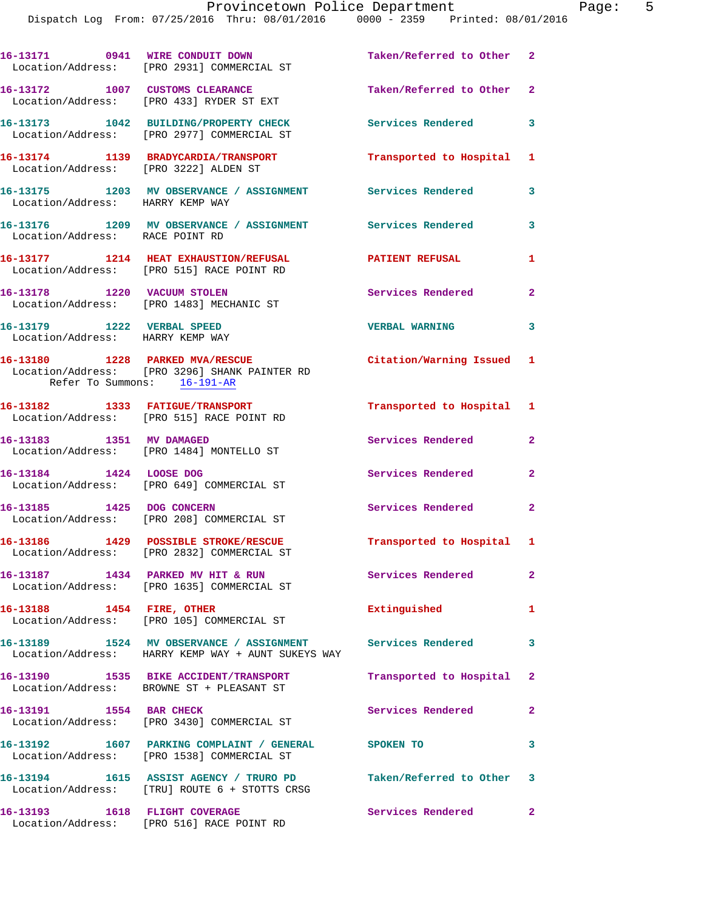16-13171 0941 WIRE CONDUIT DOWN Taken/Referred to Other 2
Location/Address: [PRO 2931] COMMERCIAL ST

16-13172 1007 CUSTOMS CLEARANCE Taken/Referred to Other 2
Location/Address: [PRO 433] RYDER ST EXT

16-13173 1042 BUILDING/PROPERTY CHECK Services Rendered 3
Location/Address: [PRO 2977] COMMERCIAL ST

16-13174 1139 BRADYCARDIA/TRANSPORT Transported to Hospital 1
Location/Address: [PRO 3222] ALDEN ST

16-13175 1203 MV OBSERVANCE / ASSIGNMENT Services Rendered 3
Location/Address: HARRY KEMP WAY

16-13176 1209 MV OBSERVANCE / ASSIGNMENT Services Rendered 3
Location/Address: RACE POINT RD

16-13177 1214 HEAT EXHAUSTION/REFUSAL PATIENT REFUSAL 1
Location/Address: [PRO 515] RACE POINT RD

16-13178 1220 VACUUM STOLEN Services Rendered 2
Location/Address: [PRO 1483] MECHANIC ST

16-13179 1222 VERBAL SPEED VERBAL WARNING 3
Location/Address: HARRY KEMP WAY

16-13180 1228 PARKED MVA/RESCUE Citation/Warning Issued 1
Location/Address: [PRO 3296] SHANK PAINTER RD
Refer To Summons: 16-191-AR

16-13182 1333 FATIGUE/TRANSPORT Transported to Hospital 1
Location/Address: [PRO 515] RACE POINT RD

16-13183 1351 MV DAMAGED Services Rendered 2
Location/Address: [PRO 1484] MONTELLO ST

16-13184 1424 LOOSE DOG Services Rendered 2
Location/Address: [PRO 649] COMMERCIAL ST

16-13185 1425 DOG CONCERN Services Rendered 2
Location/Address: [PRO 208] COMMERCIAL ST

16-13186 1429 POSSIBLE STROKE/RESCUE Transported to Hospital 1
Location/Address: [PRO 2832] COMMERCIAL ST

16-13187 1434 PARKED MV HIT & RUN Services Rendered 2
Location/Address: [PRO 1635] COMMERCIAL ST

16-13188 1454 FIRE, OTHER Extinguished 1
Location/Address: [PRO 105] COMMERCIAL ST

16-13189 1524 MV OBSERVANCE / ASSIGNMENT Services Rendered 3
Location/Address: HARRY KEMP WAY + AUNT SUKEYS WAY

16-13190 1535 BIKE ACCIDENT/TRANSPORT Transported to Hospital 2
Location/Address: BROWNE ST + PLEASANT ST

16-13191 1554 BAR CHECK Services Rendered 2
Location/Address: [PRO 3430] COMMERCIAL ST

16-13192 1607 PARKING COMPLAINT / GENERAL SPOKEN TO 3
Location/Address: [PRO 1538] COMMERCIAL ST

16-13194 1615 ASSIST AGENCY / TRURO PD Taken/Referred to Other 3
Location/Address: [TRU] ROUTE 6 + STOTTS CRSG

16-13193 1618 FLIGHT COVERAGE Services Rendered 2
Location/Address: [PRO 516] RACE POINT RD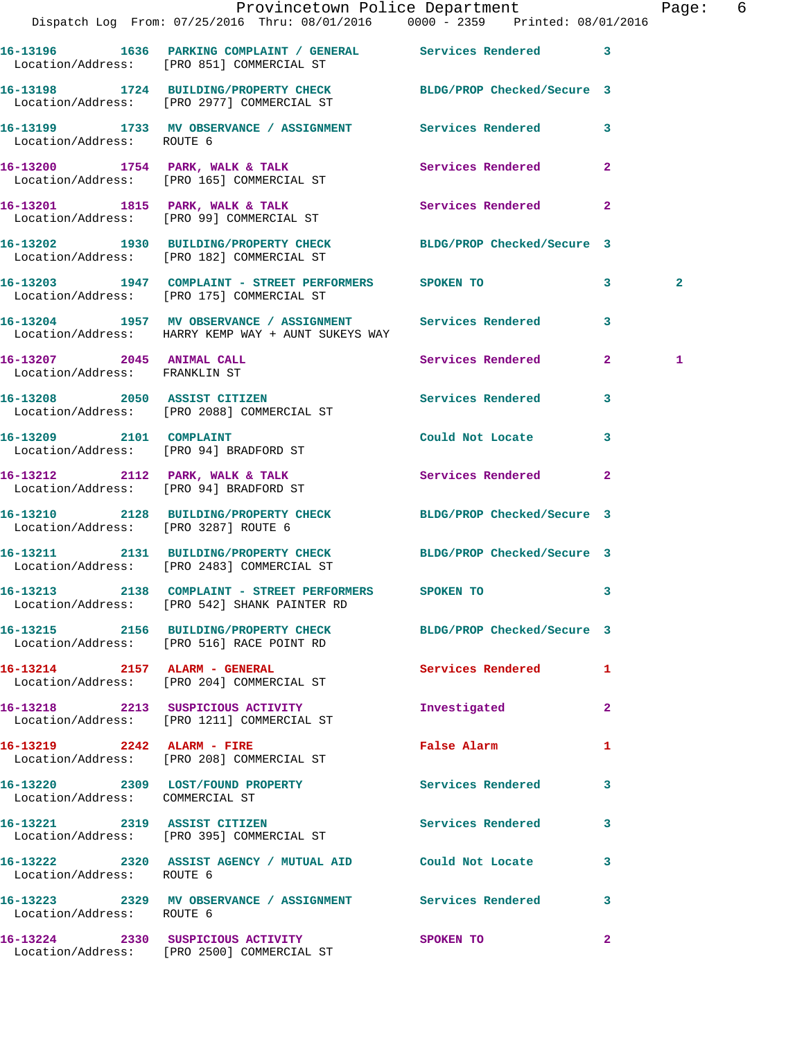| Call # | Time | Call Reason | Action | Priority | |
|---|---|---|---|---|---|
| 16-13196 | 1636 | PARKING COMPLAINT / GENERAL | Services Rendered | 3 | |
| Location/Address: | | [PRO 851] COMMERCIAL ST | | | |
| 16-13198 | 1724 | BUILDING/PROPERTY CHECK | BLDG/PROP Checked/Secure | 3 | |
| Location/Address: | | [PRO 2977] COMMERCIAL ST | | | |
| 16-13199 | 1733 | MV OBSERVANCE / ASSIGNMENT | Services Rendered | 3 | |
| Location/Address: | | ROUTE 6 | | | |
| 16-13200 | 1754 | PARK, WALK & TALK | Services Rendered | 2 | |
| Location/Address: | | [PRO 165] COMMERCIAL ST | | | |
| 16-13201 | 1815 | PARK, WALK & TALK | Services Rendered | 2 | |
| Location/Address: | | [PRO 99] COMMERCIAL ST | | | |
| 16-13202 | 1930 | BUILDING/PROPERTY CHECK | BLDG/PROP Checked/Secure | 3 | |
| Location/Address: | | [PRO 182] COMMERCIAL ST | | | |
| 16-13203 | 1947 | COMPLAINT - STREET PERFORMERS | SPOKEN TO | 3 | 2 |
| Location/Address: | | [PRO 175] COMMERCIAL ST | | | |
| 16-13204 | 1957 | MV OBSERVANCE / ASSIGNMENT | Services Rendered | 3 | |
| Location/Address: | | HARRY KEMP WAY + AUNT SUKEYS WAY | | | |
| 16-13207 | 2045 | ANIMAL CALL | Services Rendered | 2 | 1 |
| Location/Address: | | FRANKLIN ST | | | |
| 16-13208 | 2050 | ASSIST CITIZEN | Services Rendered | 3 | |
| Location/Address: | | [PRO 2088] COMMERCIAL ST | | | |
| 16-13209 | 2101 | COMPLAINT | Could Not Locate | 3 | |
| Location/Address: | | [PRO 94] BRADFORD ST | | | |
| 16-13212 | 2112 | PARK, WALK & TALK | Services Rendered | 2 | |
| Location/Address: | | [PRO 94] BRADFORD ST | | | |
| 16-13210 | 2128 | BUILDING/PROPERTY CHECK | BLDG/PROP Checked/Secure | 3 | |
| Location/Address: | | [PRO 3287] ROUTE 6 | | | |
| 16-13211 | 2131 | BUILDING/PROPERTY CHECK | BLDG/PROP Checked/Secure | 3 | |
| Location/Address: | | [PRO 2483] COMMERCIAL ST | | | |
| 16-13213 | 2138 | COMPLAINT - STREET PERFORMERS | SPOKEN TO | 3 | |
| Location/Address: | | [PRO 542] SHANK PAINTER RD | | | |
| 16-13215 | 2156 | BUILDING/PROPERTY CHECK | BLDG/PROP Checked/Secure | 3 | |
| Location/Address: | | [PRO 516] RACE POINT RD | | | |
| 16-13214 | 2157 | ALARM - GENERAL | Services Rendered | 1 | |
| Location/Address: | | [PRO 204] COMMERCIAL ST | | | |
| 16-13218 | 2213 | SUSPICIOUS ACTIVITY | Investigated | 2 | |
| Location/Address: | | [PRO 1211] COMMERCIAL ST | | | |
| 16-13219 | 2242 | ALARM - FIRE | False Alarm | 1 | |
| Location/Address: | | [PRO 208] COMMERCIAL ST | | | |
| 16-13220 | 2309 | LOST/FOUND PROPERTY | Services Rendered | 3 | |
| Location/Address: | | COMMERCIAL ST | | | |
| 16-13221 | 2319 | ASSIST CITIZEN | Services Rendered | 3 | |
| Location/Address: | | [PRO 395] COMMERCIAL ST | | | |
| 16-13222 | 2320 | ASSIST AGENCY / MUTUAL AID | Could Not Locate | 3 | |
| Location/Address: | | ROUTE 6 | | | |
| 16-13223 | 2329 | MV OBSERVANCE / ASSIGNMENT | Services Rendered | 3 | |
| Location/Address: | | ROUTE 6 | | | |
| 16-13224 | 2330 | SUSPICIOUS ACTIVITY | SPOKEN TO | 2 | |
| Location/Address: | | [PRO 2500] COMMERCIAL ST | | | |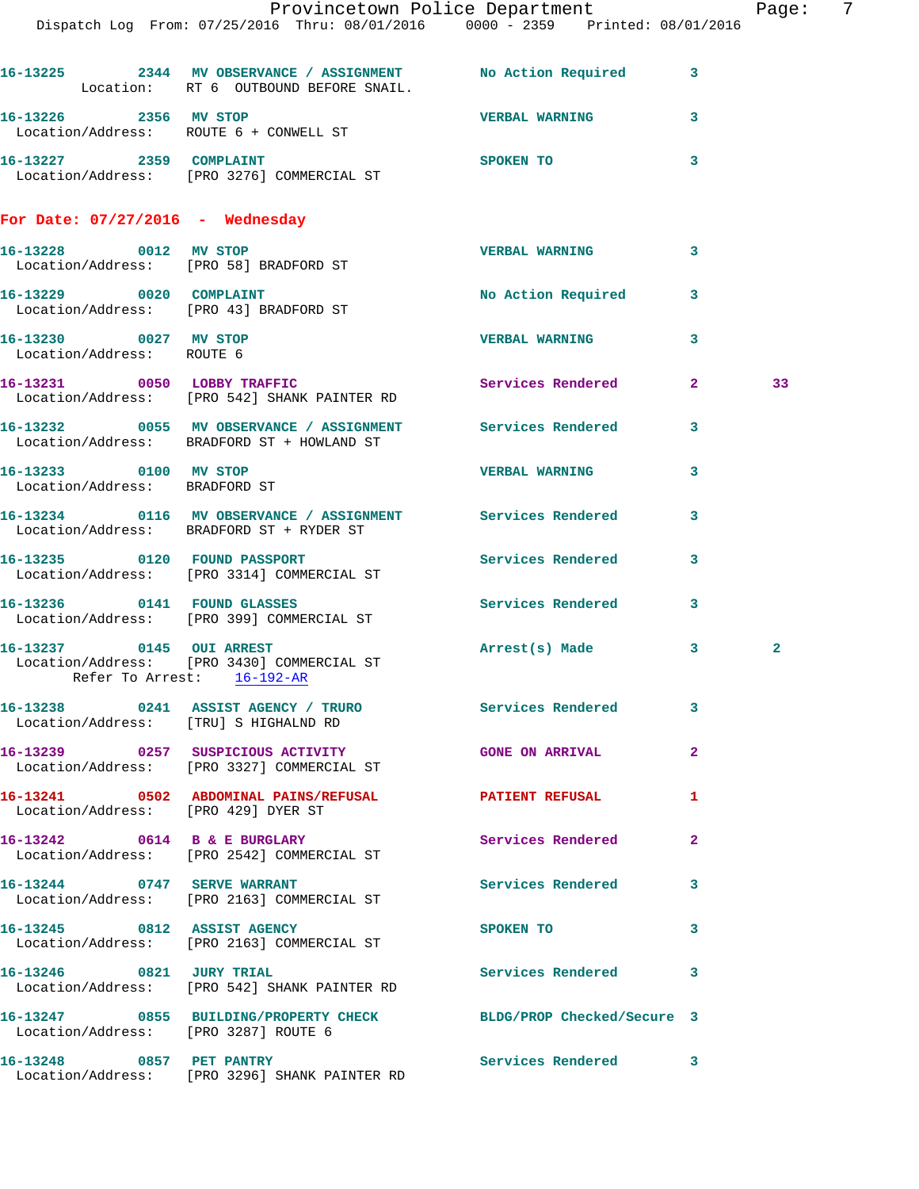16-13225 2344 MV OBSERVANCE / ASSIGNMENT No Action Required 3
Location: RT 6 OUTBOUND BEFORE SNAIL.

16-13226 2356 MV STOP VERBAL WARNING 3
Location/Address: ROUTE 6 + CONWELL ST

16-13227 2359 COMPLAINT SPOKEN TO 3
Location/Address: [PRO 3276] COMMERCIAL ST

**For Date: 07/27/2016 - Wednesday**

16-13228 0012 MV STOP VERBAL WARNING 3
Location/Address: [PRO 58] BRADFORD ST

16-13229 0020 COMPLAINT No Action Required 3
Location/Address: [PRO 43] BRADFORD ST

16-13230 0027 MV STOP VERBAL WARNING 3
Location/Address: ROUTE 6

16-13231 0050 LOBBY TRAFFIC Services Rendered 2 33
Location/Address: [PRO 542] SHANK PAINTER RD

16-13232 0055 MV OBSERVANCE / ASSIGNMENT Services Rendered 3
Location/Address: BRADFORD ST + HOWLAND ST

16-13233 0100 MV STOP VERBAL WARNING 3
Location/Address: BRADFORD ST

16-13234 0116 MV OBSERVANCE / ASSIGNMENT Services Rendered 3
Location/Address: BRADFORD ST + RYDER ST

16-13235 0120 FOUND PASSPORT Services Rendered 3
Location/Address: [PRO 3314] COMMERCIAL ST

16-13236 0141 FOUND GLASSES Services Rendered 3
Location/Address: [PRO 399] COMMERCIAL ST

16-13237 0145 OUI ARREST Arrest(s) Made 3 2
Location/Address: [PRO 3430] COMMERCIAL ST
Refer To Arrest: 16-192-AR

16-13238 0241 ASSIST AGENCY / TRURO Services Rendered 3
Location/Address: [TRU] S HIGHALND RD

16-13239 0257 SUSPICIOUS ACTIVITY GONE ON ARRIVAL 2
Location/Address: [PRO 3327] COMMERCIAL ST

16-13241 0502 ABDOMINAL PAINS/REFUSAL PATIENT REFUSAL 1
Location/Address: [PRO 429] DYER ST

16-13242 0614 B & E BURGLARY Services Rendered 2
Location/Address: [PRO 2542] COMMERCIAL ST

16-13244 0747 SERVE WARRANT Services Rendered 3
Location/Address: [PRO 2163] COMMERCIAL ST

16-13245 0812 ASSIST AGENCY SPOKEN TO 3
Location/Address: [PRO 2163] COMMERCIAL ST

16-13246 0821 JURY TRIAL Services Rendered 3
Location/Address: [PRO 542] SHANK PAINTER RD

16-13247 0855 BUILDING/PROPERTY CHECK BLDG/PROP Checked/Secure 3
Location/Address: [PRO 3287] ROUTE 6

16-13248 0857 PET PANTRY Services Rendered 3
Location/Address: [PRO 3296] SHANK PAINTER RD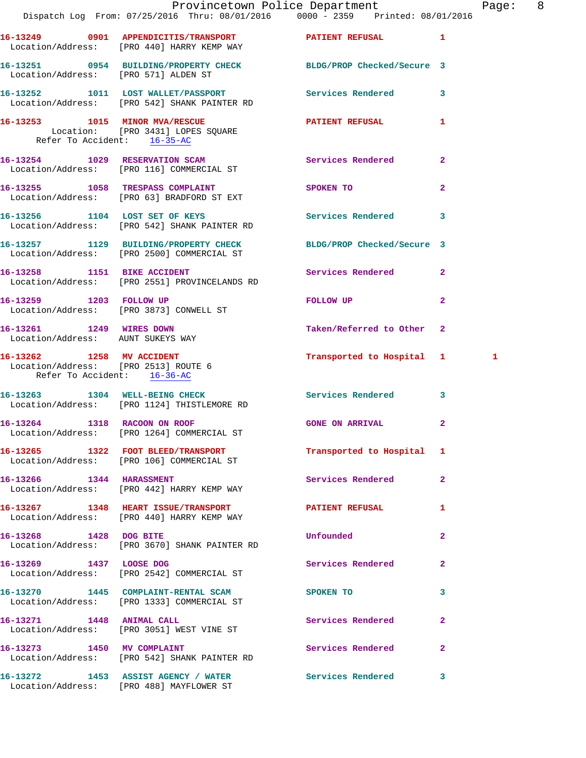16-13249 0901 APPENDICITIS/TRANSPORT PATIENT REFUSAL 1
Location/Address: [PRO 440] HARRY KEMP WAY

16-13251 0954 BUILDING/PROPERTY CHECK BLDG/PROP Checked/Secure 3
Location/Address: [PRO 571] ALDEN ST

16-13252 1011 LOST WALLET/PASSPORT Services Rendered 3
Location/Address: [PRO 542] SHANK PAINTER RD

16-13253 1015 MINOR MVA/RESCUE PATIENT REFUSAL 1
Location: [PRO 3431] LOPES SQUARE
Refer To Accident: 16-35-AC

16-13254 1029 RESERVATION SCAM Services Rendered 2
Location/Address: [PRO 116] COMMERCIAL ST

16-13255 1058 TRESPASS COMPLAINT SPOKEN TO 2
Location/Address: [PRO 63] BRADFORD ST EXT

16-13256 1104 LOST SET OF KEYS Services Rendered 3
Location/Address: [PRO 542] SHANK PAINTER RD

16-13257 1129 BUILDING/PROPERTY CHECK BLDG/PROP Checked/Secure 3
Location/Address: [PRO 2500] COMMERCIAL ST

16-13258 1151 BIKE ACCIDENT Services Rendered 2
Location/Address: [PRO 2551] PROVINCELANDS RD

16-13259 1203 FOLLOW UP FOLLOW UP 2
Location/Address: [PRO 3873] CONWELL ST

16-13261 1249 WIRES DOWN Taken/Referred to Other 2
Location/Address: AUNT SUKEYS WAY

16-13262 1258 MV ACCIDENT Transported to Hospital 1 1
Location/Address: [PRO 2513] ROUTE 6
Refer To Accident: 16-36-AC

16-13263 1304 WELL-BEING CHECK Services Rendered 3
Location/Address: [PRO 1124] THISTLEMORE RD

16-13264 1318 RACOON ON ROOF GONE ON ARRIVAL 2
Location/Address: [PRO 1264] COMMERCIAL ST

16-13265 1322 FOOT BLEED/TRANSPORT Transported to Hospital 1
Location/Address: [PRO 106] COMMERCIAL ST

16-13266 1344 HARASSMENT Services Rendered 2
Location/Address: [PRO 442] HARRY KEMP WAY

16-13267 1348 HEART ISSUE/TRANSPORT PATIENT REFUSAL 1
Location/Address: [PRO 440] HARRY KEMP WAY

16-13268 1428 DOG BITE Unfounded 2
Location/Address: [PRO 3670] SHANK PAINTER RD

16-13269 1437 LOOSE DOG Services Rendered 2
Location/Address: [PRO 2542] COMMERCIAL ST

16-13270 1445 COMPLAINT-RENTAL SCAM SPOKEN TO 3
Location/Address: [PRO 1333] COMMERCIAL ST

16-13271 1448 ANIMAL CALL Services Rendered 2
Location/Address: [PRO 3051] WEST VINE ST

16-13273 1450 MV COMPLAINT Services Rendered 2
Location/Address: [PRO 542] SHANK PAINTER RD

16-13272 1453 ASSIST AGENCY / WATER Services Rendered 3
Location/Address: [PRO 488] MAYFLOWER ST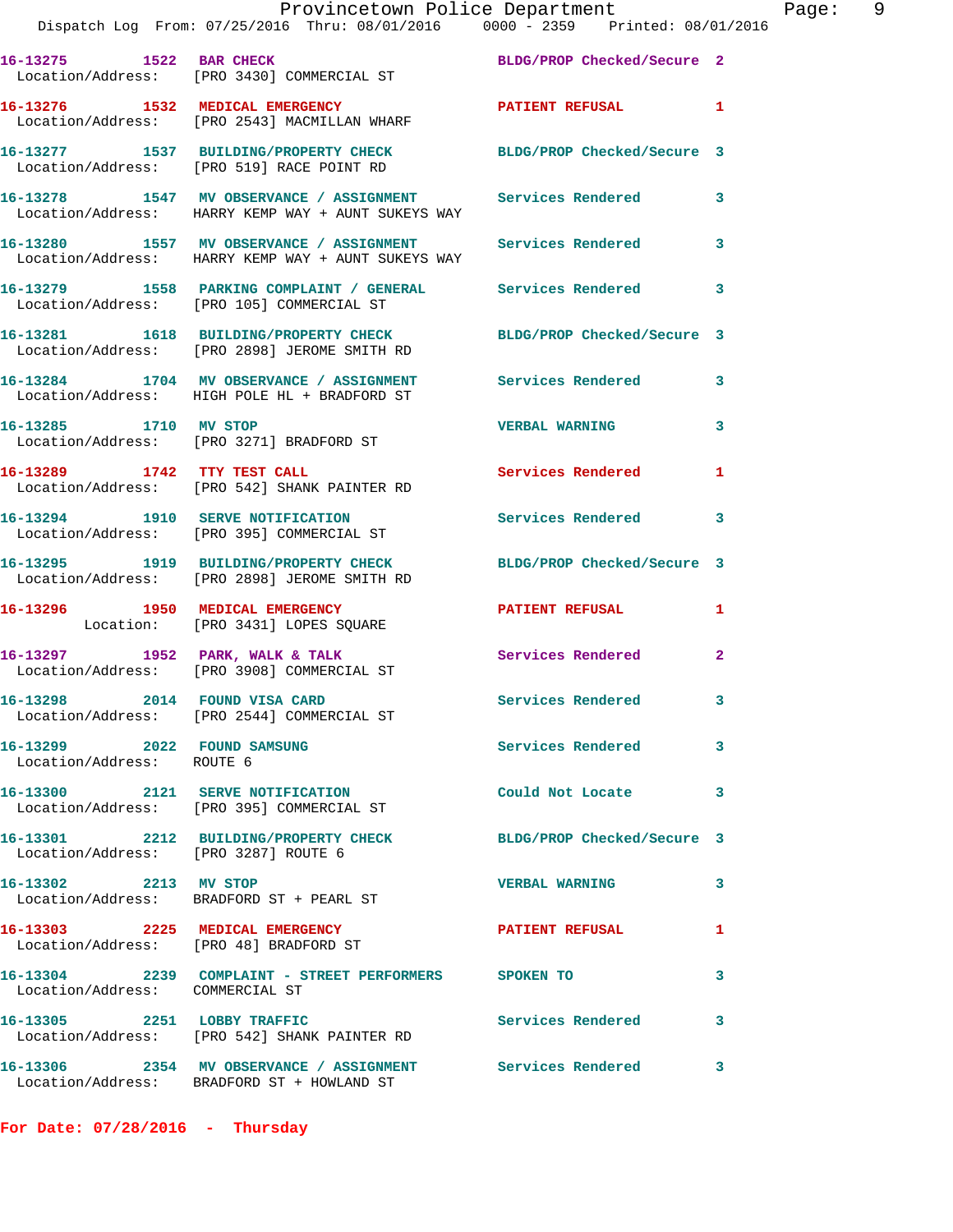16-13275 1522 BAR CHECK BLDG/PROP Checked/Secure 2
Location/Address: [PRO 3430] COMMERCIAL ST

16-13276 1532 MEDICAL EMERGENCY PATIENT REFUSAL 1
Location/Address: [PRO 2543] MACMILLAN WHARF

16-13277 1537 BUILDING/PROPERTY CHECK BLDG/PROP Checked/Secure 3
Location/Address: [PRO 519] RACE POINT RD

16-13278 1547 MV OBSERVANCE / ASSIGNMENT Services Rendered 3
Location/Address: HARRY KEMP WAY + AUNT SUKEYS WAY

16-13280 1557 MV OBSERVANCE / ASSIGNMENT Services Rendered 3
Location/Address: HARRY KEMP WAY + AUNT SUKEYS WAY

16-13279 1558 PARKING COMPLAINT / GENERAL Services Rendered 3
Location/Address: [PRO 105] COMMERCIAL ST

16-13281 1618 BUILDING/PROPERTY CHECK BLDG/PROP Checked/Secure 3
Location/Address: [PRO 2898] JEROME SMITH RD

16-13284 1704 MV OBSERVANCE / ASSIGNMENT Services Rendered 3
Location/Address: HIGH POLE HL + BRADFORD ST

16-13285 1710 MV STOP VERBAL WARNING 3
Location/Address: [PRO 3271] BRADFORD ST

16-13289 1742 TTY TEST CALL Services Rendered 1
Location/Address: [PRO 542] SHANK PAINTER RD

16-13294 1910 SERVE NOTIFICATION Services Rendered 3
Location/Address: [PRO 395] COMMERCIAL ST

16-13295 1919 BUILDING/PROPERTY CHECK BLDG/PROP Checked/Secure 3
Location/Address: [PRO 2898] JEROME SMITH RD

16-13296 1950 MEDICAL EMERGENCY PATIENT REFUSAL 1
Location: [PRO 3431] LOPES SQUARE

16-13297 1952 PARK, WALK & TALK Services Rendered 2
Location/Address: [PRO 3908] COMMERCIAL ST

16-13298 2014 FOUND VISA CARD Services Rendered 3
Location/Address: [PRO 2544] COMMERCIAL ST

16-13299 2022 FOUND SAMSUNG Services Rendered 3
Location/Address: ROUTE 6

16-13300 2121 SERVE NOTIFICATION Could Not Locate 3
Location/Address: [PRO 395] COMMERCIAL ST

16-13301 2212 BUILDING/PROPERTY CHECK BLDG/PROP Checked/Secure 3
Location/Address: [PRO 3287] ROUTE 6

16-13302 2213 MV STOP VERBAL WARNING 3
Location/Address: BRADFORD ST + PEARL ST

16-13303 2225 MEDICAL EMERGENCY PATIENT REFUSAL 1
Location/Address: [PRO 48] BRADFORD ST

16-13304 2239 COMPLAINT - STREET PERFORMERS SPOKEN TO 3
Location/Address: COMMERCIAL ST

16-13305 2251 LOBBY TRAFFIC Services Rendered 3
Location/Address: [PRO 542] SHANK PAINTER RD

16-13306 2354 MV OBSERVANCE / ASSIGNMENT Services Rendered 3
Location/Address: BRADFORD ST + HOWLAND ST

**For Date: 07/28/2016 - Thursday**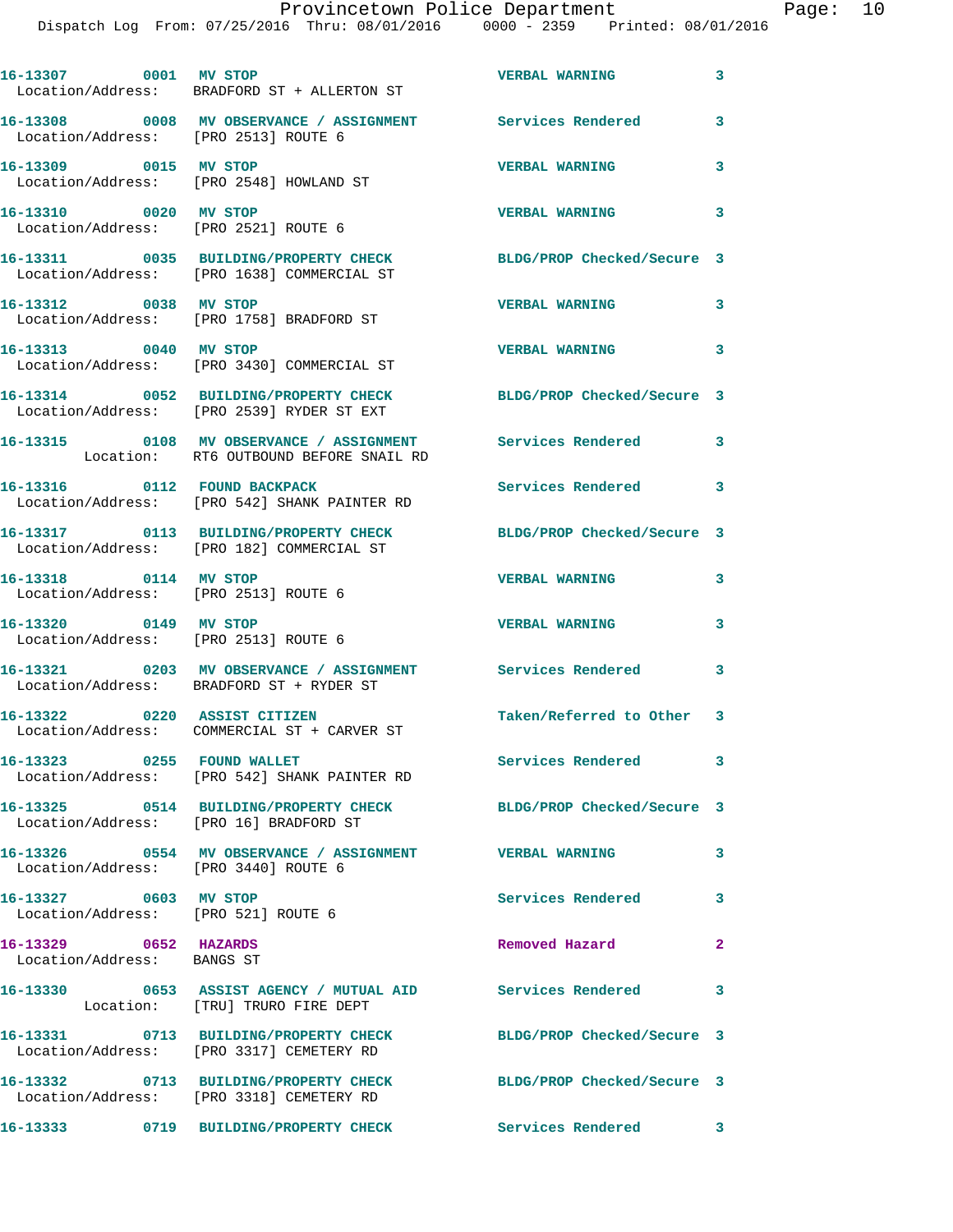| Call # | Time | Call Reason | Action | Priority |
|---|---|---|---|---|
| 16-13307 | 0001 | MV STOP | VERBAL WARNING | 3 |
| Location/Address: BRADFORD ST + ALLERTON ST | | | | |
| 16-13308 | 0008 | MV OBSERVANCE / ASSIGNMENT | Services Rendered | 3 |
| Location/Address: [PRO 2513] ROUTE 6 | | | | |
| 16-13309 | 0015 | MV STOP | VERBAL WARNING | 3 |
| Location/Address: [PRO 2548] HOWLAND ST | | | | |
| 16-13310 | 0020 | MV STOP | VERBAL WARNING | 3 |
| Location/Address: [PRO 2521] ROUTE 6 | | | | |
| 16-13311 | 0035 | BUILDING/PROPERTY CHECK | BLDG/PROP Checked/Secure | 3 |
| Location/Address: [PRO 1638] COMMERCIAL ST | | | | |
| 16-13312 | 0038 | MV STOP | VERBAL WARNING | 3 |
| Location/Address: [PRO 1758] BRADFORD ST | | | | |
| 16-13313 | 0040 | MV STOP | VERBAL WARNING | 3 |
| Location/Address: [PRO 3430] COMMERCIAL ST | | | | |
| 16-13314 | 0052 | BUILDING/PROPERTY CHECK | BLDG/PROP Checked/Secure | 3 |
| Location/Address: [PRO 2539] RYDER ST EXT | | | | |
| 16-13315 | 0108 | MV OBSERVANCE / ASSIGNMENT | Services Rendered | 3 |
| Location: RT6 OUTBOUND BEFORE SNAIL RD | | | | |
| 16-13316 | 0112 | FOUND BACKPACK | Services Rendered | 3 |
| Location/Address: [PRO 542] SHANK PAINTER RD | | | | |
| 16-13317 | 0113 | BUILDING/PROPERTY CHECK | BLDG/PROP Checked/Secure | 3 |
| Location/Address: [PRO 182] COMMERCIAL ST | | | | |
| 16-13318 | 0114 | MV STOP | VERBAL WARNING | 3 |
| Location/Address: [PRO 2513] ROUTE 6 | | | | |
| 16-13320 | 0149 | MV STOP | VERBAL WARNING | 3 |
| Location/Address: [PRO 2513] ROUTE 6 | | | | |
| 16-13321 | 0203 | MV OBSERVANCE / ASSIGNMENT | Services Rendered | 3 |
| Location/Address: BRADFORD ST + RYDER ST | | | | |
| 16-13322 | 0220 | ASSIST CITIZEN | Taken/Referred to Other | 3 |
| Location/Address: COMMERCIAL ST + CARVER ST | | | | |
| 16-13323 | 0255 | FOUND WALLET | Services Rendered | 3 |
| Location/Address: [PRO 542] SHANK PAINTER RD | | | | |
| 16-13325 | 0514 | BUILDING/PROPERTY CHECK | BLDG/PROP Checked/Secure | 3 |
| Location/Address: [PRO 16] BRADFORD ST | | | | |
| 16-13326 | 0554 | MV OBSERVANCE / ASSIGNMENT | VERBAL WARNING | 3 |
| Location/Address: [PRO 3440] ROUTE 6 | | | | |
| 16-13327 | 0603 | MV STOP | Services Rendered | 3 |
| Location/Address: [PRO 521] ROUTE 6 | | | | |
| 16-13329 | 0652 | HAZARDS | Removed Hazard | 2 |
| Location/Address: BANGS ST | | | | |
| 16-13330 | 0653 | ASSIST AGENCY / MUTUAL AID | Services Rendered | 3 |
| Location: [TRU] TRURO FIRE DEPT | | | | |
| 16-13331 | 0713 | BUILDING/PROPERTY CHECK | BLDG/PROP Checked/Secure | 3 |
| Location/Address: [PRO 3317] CEMETERY RD | | | | |
| 16-13332 | 0713 | BUILDING/PROPERTY CHECK | BLDG/PROP Checked/Secure | 3 |
| Location/Address: [PRO 3318] CEMETERY RD | | | | |
| 16-13333 | 0719 | BUILDING/PROPERTY CHECK | Services Rendered | 3 |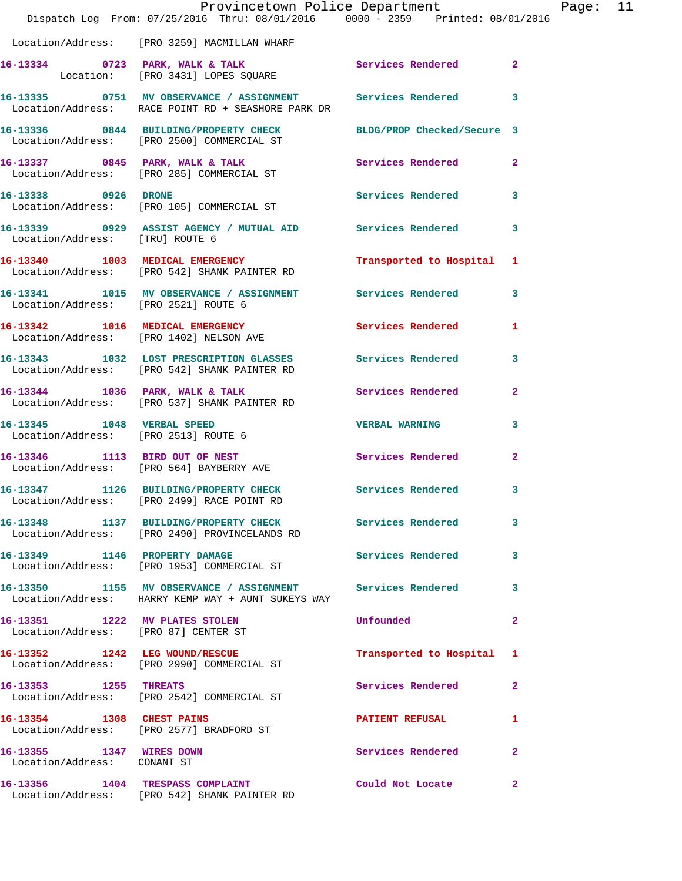Location/Address: [PRO 3259] MACMILLAN WHARF

| Call # | Time | Call Type | Disposition | Priority |
|---|---|---|---|---|
| 16-13334 | 0723 | PARK, WALK & TALK | Services Rendered | 2 |
| Location: [PRO 3431] LOPES SQUARE | | | | |
| 16-13335 | 0751 | MV OBSERVANCE / ASSIGNMENT | Services Rendered | 3 |
| Location/Address: RACE POINT RD + SEASHORE PARK DR | | | | |
| 16-13336 | 0844 | BUILDING/PROPERTY CHECK | BLDG/PROP Checked/Secure | 3 |
| Location/Address: [PRO 2500] COMMERCIAL ST | | | | |
| 16-13337 | 0845 | PARK, WALK & TALK | Services Rendered | 2 |
| Location/Address: [PRO 285] COMMERCIAL ST | | | | |
| 16-13338 | 0926 | DRONE | Services Rendered | 3 |
| Location/Address: [PRO 105] COMMERCIAL ST | | | | |
| 16-13339 | 0929 | ASSIST AGENCY / MUTUAL AID | Services Rendered | 3 |
| Location/Address: [TRU] ROUTE 6 | | | | |
| 16-13340 | 1003 | MEDICAL EMERGENCY | Transported to Hospital | 1 |
| Location/Address: [PRO 542] SHANK PAINTER RD | | | | |
| 16-13341 | 1015 | MV OBSERVANCE / ASSIGNMENT | Services Rendered | 3 |
| Location/Address: [PRO 2521] ROUTE 6 | | | | |
| 16-13342 | 1016 | MEDICAL EMERGENCY | Services Rendered | 1 |
| Location/Address: [PRO 1402] NELSON AVE | | | | |
| 16-13343 | 1032 | LOST PRESCRIPTION GLASSES | Services Rendered | 3 |
| Location/Address: [PRO 542] SHANK PAINTER RD | | | | |
| 16-13344 | 1036 | PARK, WALK & TALK | Services Rendered | 2 |
| Location/Address: [PRO 537] SHANK PAINTER RD | | | | |
| 16-13345 | 1048 | VERBAL SPEED | VERBAL WARNING | 3 |
| Location/Address: [PRO 2513] ROUTE 6 | | | | |
| 16-13346 | 1113 | BIRD OUT OF NEST | Services Rendered | 2 |
| Location/Address: [PRO 564] BAYBERRY AVE | | | | |
| 16-13347 | 1126 | BUILDING/PROPERTY CHECK | Services Rendered | 3 |
| Location/Address: [PRO 2499] RACE POINT RD | | | | |
| 16-13348 | 1137 | BUILDING/PROPERTY CHECK | Services Rendered | 3 |
| Location/Address: [PRO 2490] PROVINCELANDS RD | | | | |
| 16-13349 | 1146 | PROPERTY DAMAGE | Services Rendered | 3 |
| Location/Address: [PRO 1953] COMMERCIAL ST | | | | |
| 16-13350 | 1155 | MV OBSERVANCE / ASSIGNMENT | Services Rendered | 3 |
| Location/Address: HARRY KEMP WAY + AUNT SUKEYS WAY | | | | |
| 16-13351 | 1222 | MV PLATES STOLEN | Unfounded | 2 |
| Location/Address: [PRO 87] CENTER ST | | | | |
| 16-13352 | 1242 | LEG WOUND/RESCUE | Transported to Hospital | 1 |
| Location/Address: [PRO 2990] COMMERCIAL ST | | | | |
| 16-13353 | 1255 | THREATS | Services Rendered | 2 |
| Location/Address: [PRO 2542] COMMERCIAL ST | | | | |
| 16-13354 | 1308 | CHEST PAINS | PATIENT REFUSAL | 1 |
| Location/Address: [PRO 2577] BRADFORD ST | | | | |
| 16-13355 | 1347 | WIRES DOWN | Services Rendered | 2 |
| Location/Address: CONANT ST | | | | |
| 16-13356 | 1404 | TRESPASS COMPLAINT | Could Not Locate | 2 |
| Location/Address: [PRO 542] SHANK PAINTER RD | | | | |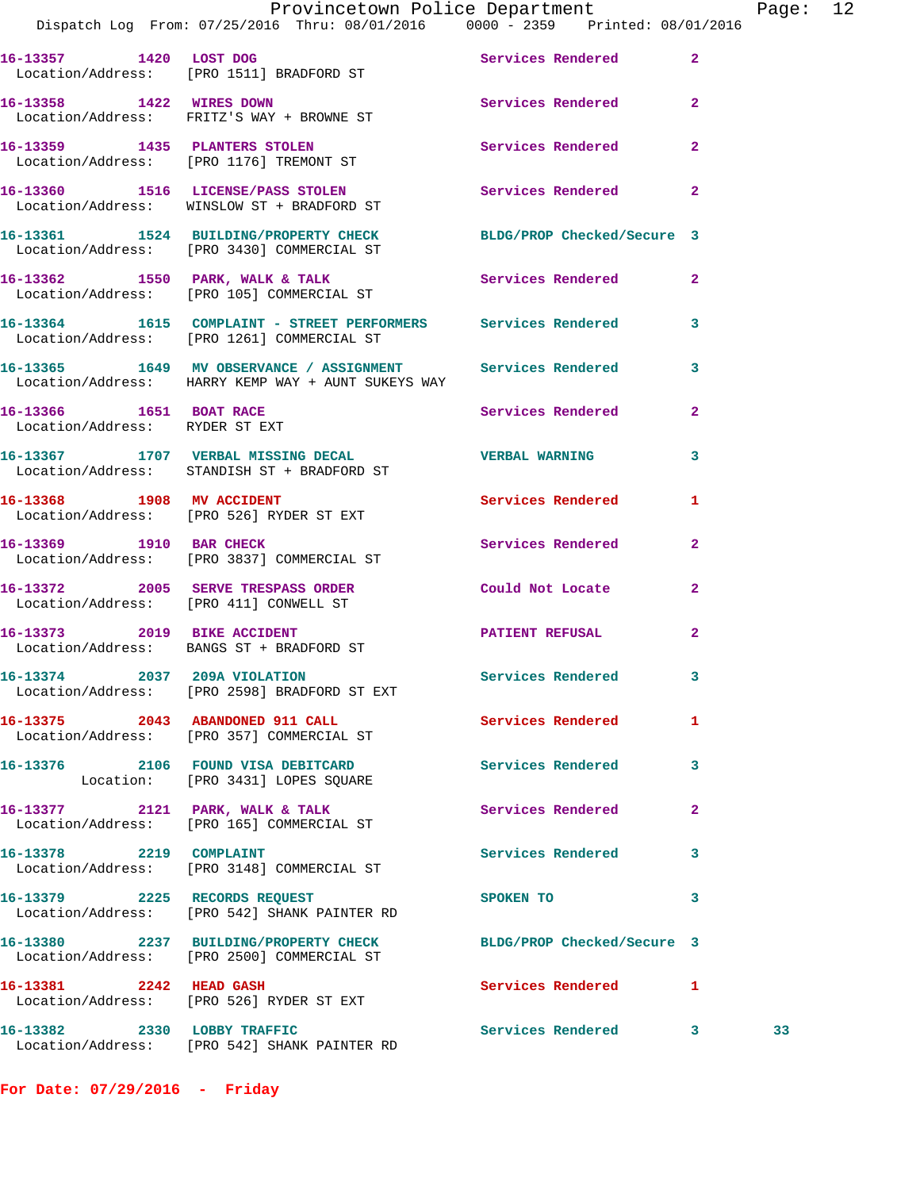16-13357 1420 LOST DOG Services Rendered 2
Location/Address: [PRO 1511] BRADFORD ST

16-13358 1422 WIRES DOWN Services Rendered 2
Location/Address: FRITZ'S WAY + BROWNE ST

16-13359 1435 PLANTERS STOLEN Services Rendered 2
Location/Address: [PRO 1176] TREMONT ST

16-13360 1516 LICENSE/PASS STOLEN Services Rendered 2
Location/Address: WINSLOW ST + BRADFORD ST

16-13361 1524 BUILDING/PROPERTY CHECK BLDG/PROP Checked/Secure 3
Location/Address: [PRO 3430] COMMERCIAL ST

16-13362 1550 PARK, WALK & TALK Services Rendered 2
Location/Address: [PRO 105] COMMERCIAL ST

16-13364 1615 COMPLAINT - STREET PERFORMERS Services Rendered 3
Location/Address: [PRO 1261] COMMERCIAL ST

16-13365 1649 MV OBSERVANCE / ASSIGNMENT Services Rendered 3
Location/Address: HARRY KEMP WAY + AUNT SUKEYS WAY

16-13366 1651 BOAT RACE Services Rendered 2
Location/Address: RYDER ST EXT

16-13367 1707 VERBAL MISSING DECAL VERBAL WARNING 3
Location/Address: STANDISH ST + BRADFORD ST

16-13368 1908 MV ACCIDENT Services Rendered 1
Location/Address: [PRO 526] RYDER ST EXT

16-13369 1910 BAR CHECK Services Rendered 2
Location/Address: [PRO 3837] COMMERCIAL ST

16-13372 2005 SERVE TRESPASS ORDER Could Not Locate 2
Location/Address: [PRO 411] CONWELL ST

16-13373 2019 BIKE ACCIDENT PATIENT REFUSAL 2
Location/Address: BANGS ST + BRADFORD ST

16-13374 2037 209A VIOLATION Services Rendered 3
Location/Address: [PRO 2598] BRADFORD ST EXT

16-13375 2043 ABANDONED 911 CALL Services Rendered 1
Location/Address: [PRO 357] COMMERCIAL ST

16-13376 2106 FOUND VISA DEBITCARD Services Rendered 3
Location: [PRO 3431] LOPES SQUARE

16-13377 2121 PARK, WALK & TALK Services Rendered 2
Location/Address: [PRO 165] COMMERCIAL ST

16-13378 2219 COMPLAINT Services Rendered 3
Location/Address: [PRO 3148] COMMERCIAL ST

16-13379 2225 RECORDS REQUEST SPOKEN TO 3
Location/Address: [PRO 542] SHANK PAINTER RD

16-13380 2237 BUILDING/PROPERTY CHECK BLDG/PROP Checked/Secure 3
Location/Address: [PRO 2500] COMMERCIAL ST

16-13381 2242 HEAD GASH Services Rendered 1
Location/Address: [PRO 526] RYDER ST EXT

16-13382 2330 LOBBY TRAFFIC Services Rendered 3 33
Location/Address: [PRO 542] SHANK PAINTER RD

**For Date: 07/29/2016 - Friday**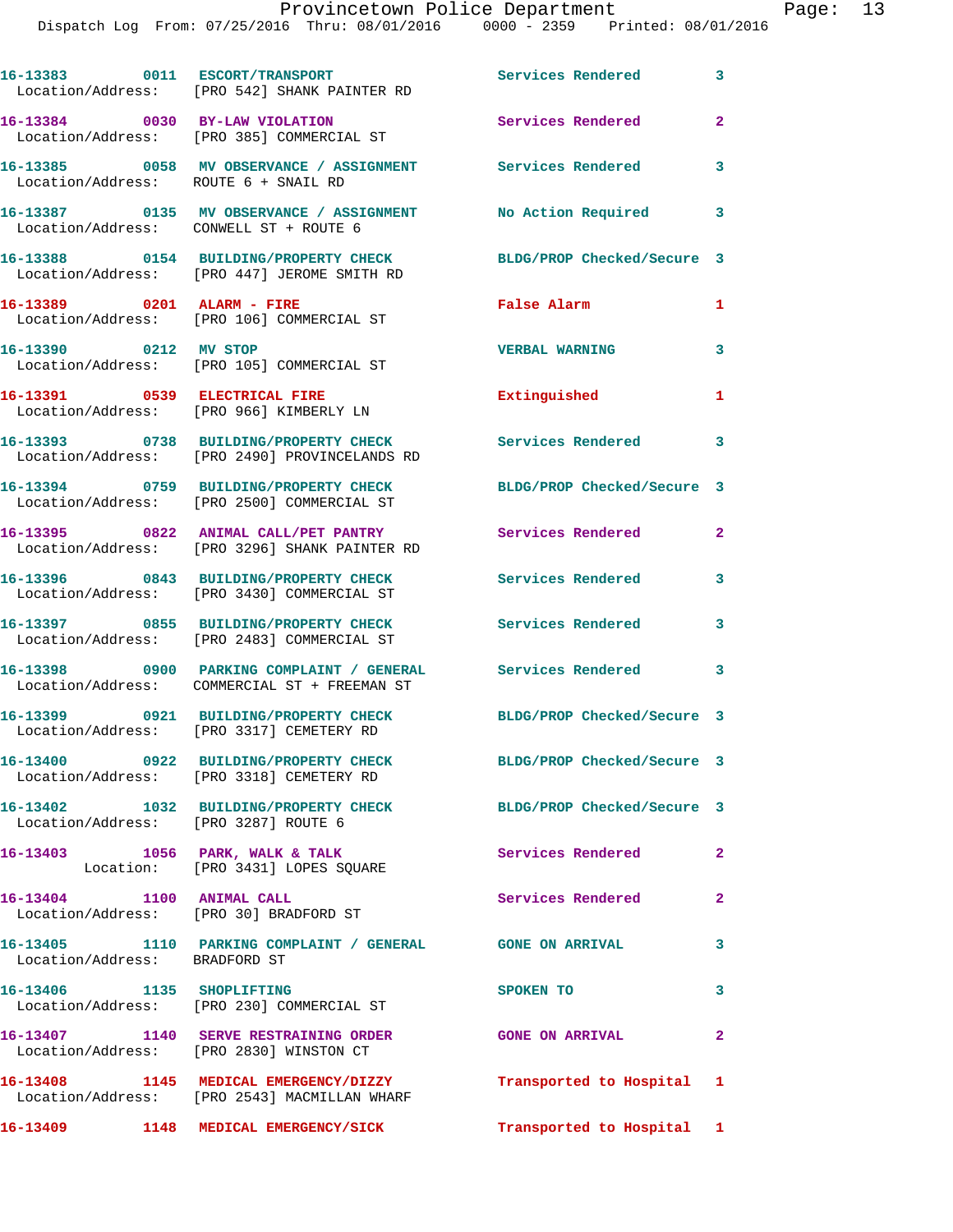16-13383 0011 ESCORT/TRANSPORT Services Rendered 3
Location/Address: [PRO 542] SHANK PAINTER RD

16-13384 0030 BY-LAW VIOLATION Services Rendered 2
Location/Address: [PRO 385] COMMERCIAL ST

16-13385 0058 MV OBSERVANCE / ASSIGNMENT Services Rendered 3
Location/Address: ROUTE 6 + SNAIL RD

16-13387 0135 MV OBSERVANCE / ASSIGNMENT No Action Required 3
Location/Address: CONWELL ST + ROUTE 6

16-13388 0154 BUILDING/PROPERTY CHECK BLDG/PROP Checked/Secure 3
Location/Address: [PRO 447] JEROME SMITH RD

16-13389 0201 ALARM - FIRE False Alarm 1
Location/Address: [PRO 106] COMMERCIAL ST

16-13390 0212 MV STOP VERBAL WARNING 3
Location/Address: [PRO 105] COMMERCIAL ST

16-13391 0539 ELECTRICAL FIRE Extinguished 1
Location/Address: [PRO 966] KIMBERLY LN

16-13393 0738 BUILDING/PROPERTY CHECK Services Rendered 3
Location/Address: [PRO 2490] PROVINCELANDS RD

16-13394 0759 BUILDING/PROPERTY CHECK BLDG/PROP Checked/Secure 3
Location/Address: [PRO 2500] COMMERCIAL ST

16-13395 0822 ANIMAL CALL/PET PANTRY Services Rendered 2
Location/Address: [PRO 3296] SHANK PAINTER RD

16-13396 0843 BUILDING/PROPERTY CHECK Services Rendered 3
Location/Address: [PRO 3430] COMMERCIAL ST

16-13397 0855 BUILDING/PROPERTY CHECK Services Rendered 3
Location/Address: [PRO 2483] COMMERCIAL ST

16-13398 0900 PARKING COMPLAINT / GENERAL Services Rendered 3
Location/Address: COMMERCIAL ST + FREEMAN ST

16-13399 0921 BUILDING/PROPERTY CHECK BLDG/PROP Checked/Secure 3
Location/Address: [PRO 3317] CEMETERY RD

16-13400 0922 BUILDING/PROPERTY CHECK BLDG/PROP Checked/Secure 3
Location/Address: [PRO 3318] CEMETERY RD

16-13402 1032 BUILDING/PROPERTY CHECK BLDG/PROP Checked/Secure 3
Location/Address: [PRO 3287] ROUTE 6

16-13403 1056 PARK, WALK & TALK Services Rendered 2
Location: [PRO 3431] LOPES SQUARE

16-13404 1100 ANIMAL CALL Services Rendered 2
Location/Address: [PRO 30] BRADFORD ST

16-13405 1110 PARKING COMPLAINT / GENERAL GONE ON ARRIVAL 3
Location/Address: BRADFORD ST

16-13406 1135 SHOPLIFTING SPOKEN TO 3
Location/Address: [PRO 230] COMMERCIAL ST

16-13407 1140 SERVE RESTRAINING ORDER GONE ON ARRIVAL 2
Location/Address: [PRO 2830] WINSTON CT

16-13408 1145 MEDICAL EMERGENCY/DIZZY Transported to Hospital 1
Location/Address: [PRO 2543] MACMILLAN WHARF

16-13409 1148 MEDICAL EMERGENCY/SICK Transported to Hospital 1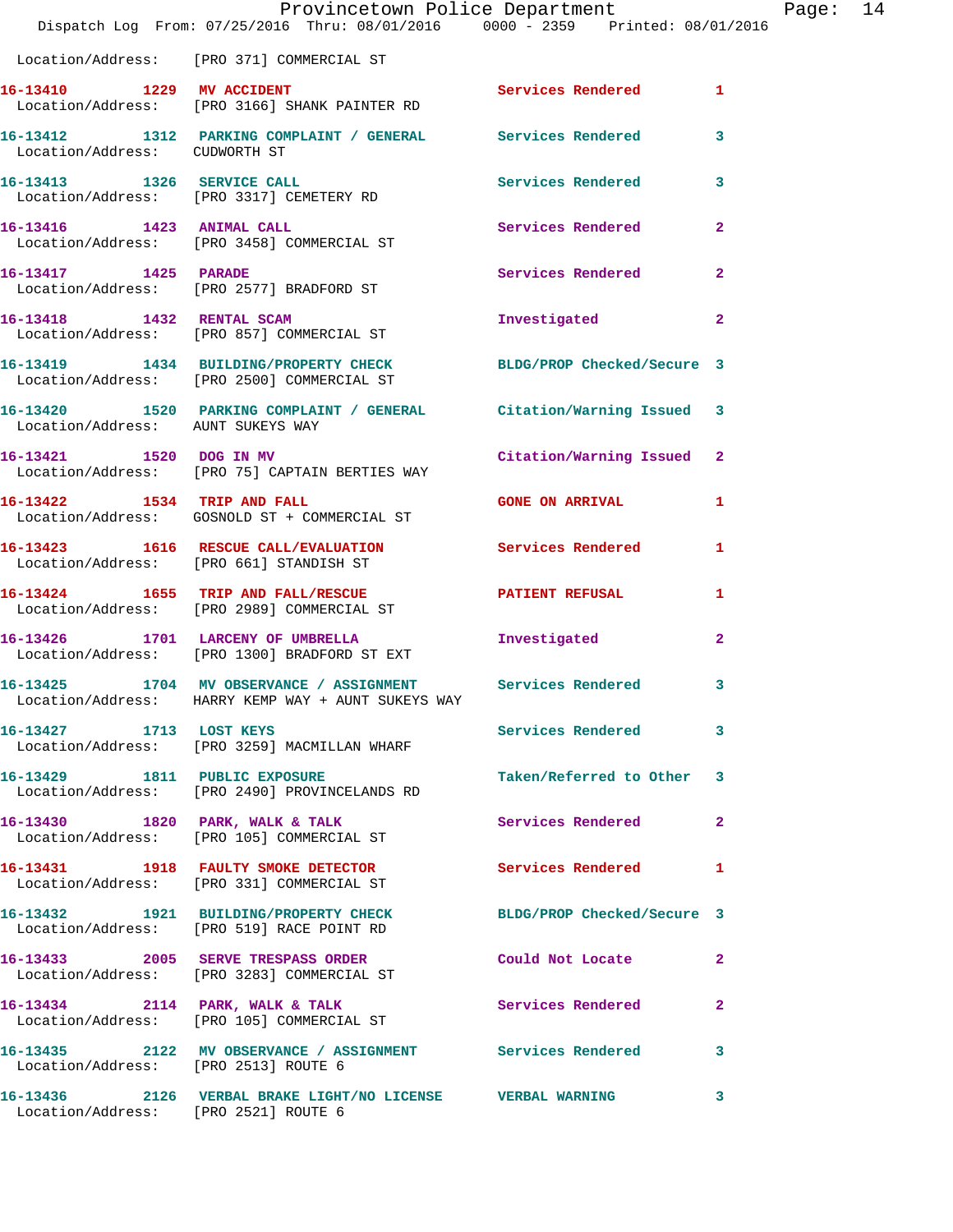Location/Address: [PRO 371] COMMERCIAL ST

**16-13410 1229 MV ACCIDENT** Services Rendered 1
Location/Address: [PRO 3166] SHANK PAINTER RD

**16-13412 1312 PARKING COMPLAINT / GENERAL** Services Rendered 3
Location/Address: CUDWORTH ST

**16-13413 1326 SERVICE CALL** Services Rendered 3
Location/Address: [PRO 3317] CEMETERY RD

**16-13416 1423 ANIMAL CALL** Services Rendered 2
Location/Address: [PRO 3458] COMMERCIAL ST

**16-13417 1425 PARADE** Services Rendered 2
Location/Address: [PRO 2577] BRADFORD ST

**16-13418 1432 RENTAL SCAM** Investigated 2
Location/Address: [PRO 857] COMMERCIAL ST

**16-13419 1434 BUILDING/PROPERTY CHECK** BLDG/PROP Checked/Secure 3
Location/Address: [PRO 2500] COMMERCIAL ST

**16-13420 1520 PARKING COMPLAINT / GENERAL** Citation/Warning Issued 3
Location/Address: AUNT SUKEYS WAY

**16-13421 1520 DOG IN MV** Citation/Warning Issued 2
Location/Address: [PRO 75] CAPTAIN BERTIES WAY

**16-13422 1534 TRIP AND FALL** GONE ON ARRIVAL 1
Location/Address: GOSNOLD ST + COMMERCIAL ST

**16-13423 1616 RESCUE CALL/EVALUATION** Services Rendered 1
Location/Address: [PRO 661] STANDISH ST

**16-13424 1655 TRIP AND FALL/RESCUE** PATIENT REFUSAL 1
Location/Address: [PRO 2989] COMMERCIAL ST

**16-13426 1701 LARCENY OF UMBRELLA** Investigated 2
Location/Address: [PRO 1300] BRADFORD ST EXT

**16-13425 1704 MV OBSERVANCE / ASSIGNMENT** Services Rendered 3
Location/Address: HARRY KEMP WAY + AUNT SUKEYS WAY

**16-13427 1713 LOST KEYS** Services Rendered 3
Location/Address: [PRO 3259] MACMILLAN WHARF

**16-13429 1811 PUBLIC EXPOSURE** Taken/Referred to Other 3
Location/Address: [PRO 2490] PROVINCELANDS RD

**16-13430 1820 PARK, WALK & TALK** Services Rendered 2
Location/Address: [PRO 105] COMMERCIAL ST

**16-13431 1918 FAULTY SMOKE DETECTOR** Services Rendered 1
Location/Address: [PRO 331] COMMERCIAL ST

**16-13432 1921 BUILDING/PROPERTY CHECK** BLDG/PROP Checked/Secure 3
Location/Address: [PRO 519] RACE POINT RD

**16-13433 2005 SERVE TRESPASS ORDER** Could Not Locate 2
Location/Address: [PRO 3283] COMMERCIAL ST

**16-13434 2114 PARK, WALK & TALK** Services Rendered 2
Location/Address: [PRO 105] COMMERCIAL ST

**16-13435 2122 MV OBSERVANCE / ASSIGNMENT** Services Rendered 3
Location/Address: [PRO 2513] ROUTE 6

**16-13436 2126 VERBAL BRAKE LIGHT/NO LICENSE** VERBAL WARNING 3
Location/Address: [PRO 2521] ROUTE 6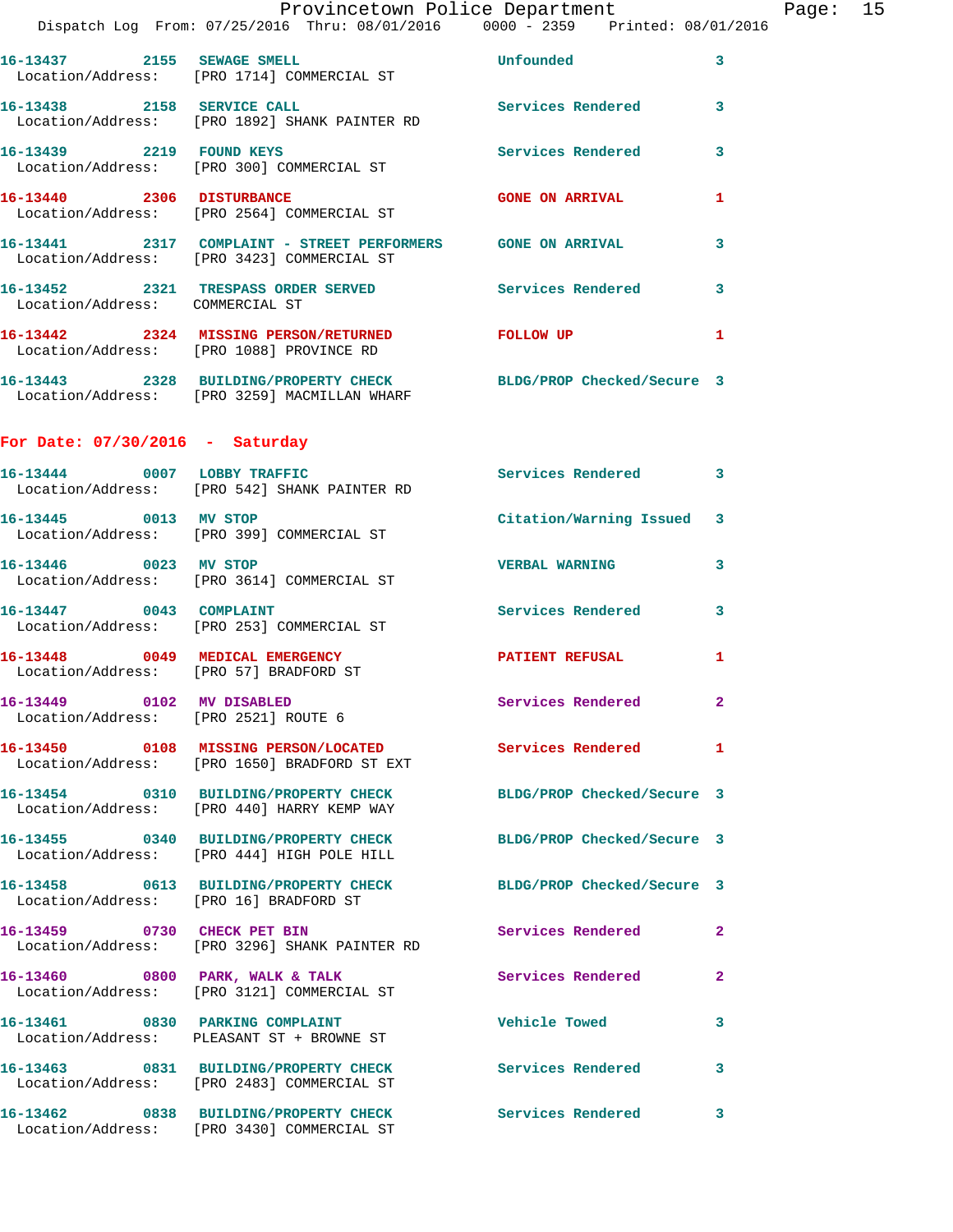16-13437 2155 SEWAGE SMELL Unfounded 3
Location/Address: [PRO 1714] COMMERCIAL ST

16-13438 2158 SERVICE CALL Services Rendered 3
Location/Address: [PRO 1892] SHANK PAINTER RD

16-13439 2219 FOUND KEYS Services Rendered 3
Location/Address: [PRO 300] COMMERCIAL ST

16-13440 2306 DISTURBANCE GONE ON ARRIVAL 1
Location/Address: [PRO 2564] COMMERCIAL ST

16-13441 2317 COMPLAINT - STREET PERFORMERS GONE ON ARRIVAL 3
Location/Address: [PRO 3423] COMMERCIAL ST

16-13452 2321 TRESPASS ORDER SERVED Services Rendered 3
Location/Address: COMMERCIAL ST

16-13442 2324 MISSING PERSON/RETURNED FOLLOW UP 1
Location/Address: [PRO 1088] PROVINCE RD

16-13443 2328 BUILDING/PROPERTY CHECK BLDG/PROP Checked/Secure 3
Location/Address: [PRO 3259] MACMILLAN WHARF

## For Date: 07/30/2016 - Saturday

16-13444 0007 LOBBY TRAFFIC Services Rendered 3
Location/Address: [PRO 542] SHANK PAINTER RD

16-13445 0013 MV STOP Citation/Warning Issued 3
Location/Address: [PRO 399] COMMERCIAL ST

16-13446 0023 MV STOP VERBAL WARNING 3
Location/Address: [PRO 3614] COMMERCIAL ST

16-13447 0043 COMPLAINT Services Rendered 3
Location/Address: [PRO 253] COMMERCIAL ST

16-13448 0049 MEDICAL EMERGENCY PATIENT REFUSAL 1
Location/Address: [PRO 57] BRADFORD ST

16-13449 0102 MV DISABLED Services Rendered 2
Location/Address: [PRO 2521] ROUTE 6

16-13450 0108 MISSING PERSON/LOCATED Services Rendered 1
Location/Address: [PRO 1650] BRADFORD ST EXT

16-13454 0310 BUILDING/PROPERTY CHECK BLDG/PROP Checked/Secure 3
Location/Address: [PRO 440] HARRY KEMP WAY

16-13455 0340 BUILDING/PROPERTY CHECK BLDG/PROP Checked/Secure 3
Location/Address: [PRO 444] HIGH POLE HILL

16-13458 0613 BUILDING/PROPERTY CHECK BLDG/PROP Checked/Secure 3
Location/Address: [PRO 16] BRADFORD ST

16-13459 0730 CHECK PET BIN Services Rendered 2
Location/Address: [PRO 3296] SHANK PAINTER RD

16-13460 0800 PARK, WALK & TALK Services Rendered 2
Location/Address: [PRO 3121] COMMERCIAL ST

16-13461 0830 PARKING COMPLAINT Vehicle Towed 3
Location/Address: PLEASANT ST + BROWNE ST

16-13463 0831 BUILDING/PROPERTY CHECK Services Rendered 3
Location/Address: [PRO 2483] COMMERCIAL ST

16-13462 0838 BUILDING/PROPERTY CHECK Services Rendered 3
Location/Address: [PRO 3430] COMMERCIAL ST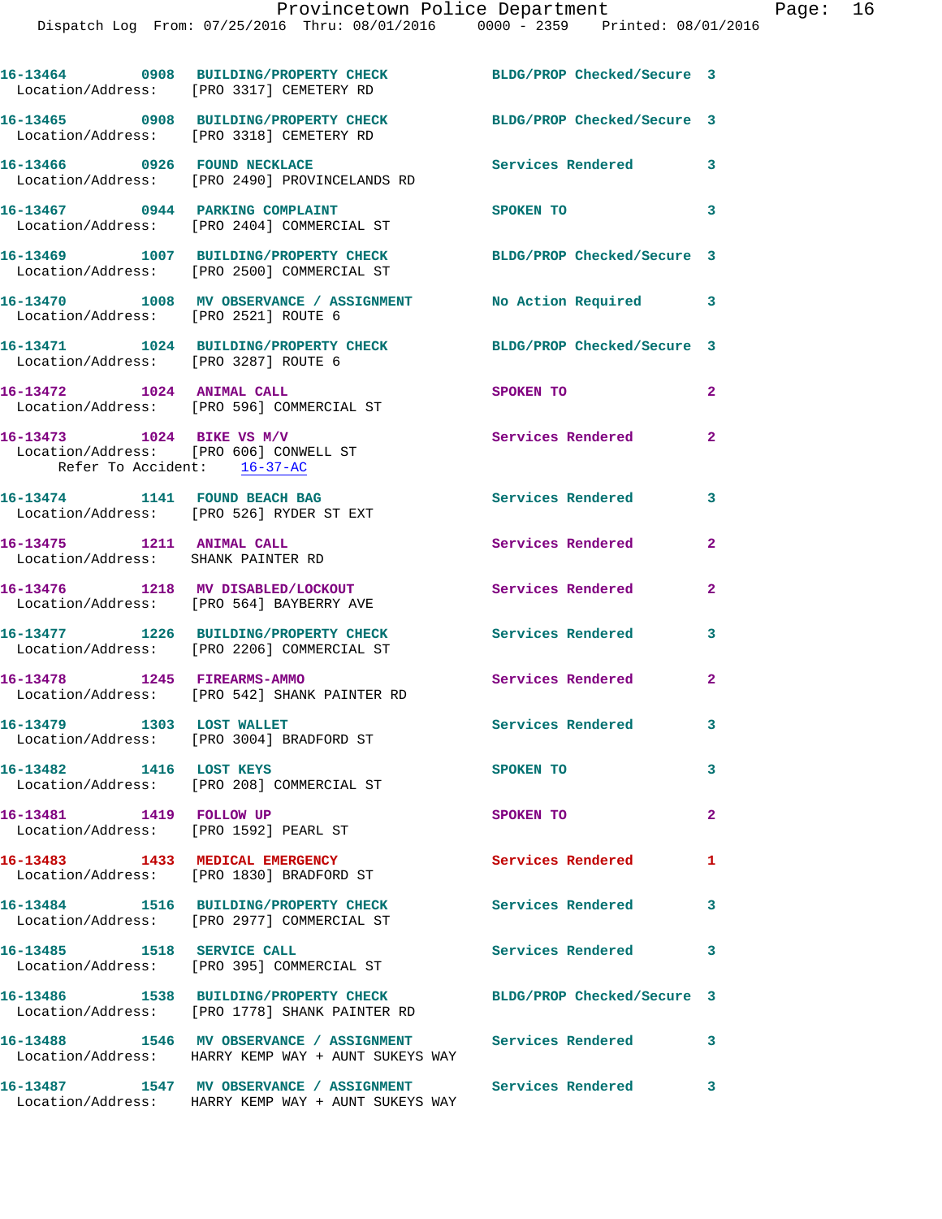16-13464 0908 BUILDING/PROPERTY CHECK BLDG/PROP Checked/Secure 3
Location/Address: [PRO 3317] CEMETERY RD

16-13465 0908 BUILDING/PROPERTY CHECK BLDG/PROP Checked/Secure 3
Location/Address: [PRO 3318] CEMETERY RD

16-13466 0926 FOUND NECKLACE Services Rendered 3
Location/Address: [PRO 2490] PROVINCELANDS RD

16-13467 0944 PARKING COMPLAINT SPOKEN TO 3
Location/Address: [PRO 2404] COMMERCIAL ST

16-13469 1007 BUILDING/PROPERTY CHECK BLDG/PROP Checked/Secure 3
Location/Address: [PRO 2500] COMMERCIAL ST

16-13470 1008 MV OBSERVANCE / ASSIGNMENT No Action Required 3
Location/Address: [PRO 2521] ROUTE 6

16-13471 1024 BUILDING/PROPERTY CHECK BLDG/PROP Checked/Secure 3
Location/Address: [PRO 3287] ROUTE 6

16-13472 1024 ANIMAL CALL SPOKEN TO 2
Location/Address: [PRO 596] COMMERCIAL ST

16-13473 1024 BIKE VS M/V Services Rendered 2
Location/Address: [PRO 606] CONWELL ST
Refer To Accident: 16-37-AC

16-13474 1141 FOUND BEACH BAG Services Rendered 3
Location/Address: [PRO 526] RYDER ST EXT

16-13475 1211 ANIMAL CALL Services Rendered 2
Location/Address: SHANK PAINTER RD

16-13476 1218 MV DISABLED/LOCKOUT Services Rendered 2
Location/Address: [PRO 564] BAYBERRY AVE

16-13477 1226 BUILDING/PROPERTY CHECK Services Rendered 3
Location/Address: [PRO 2206] COMMERCIAL ST

16-13478 1245 FIREARMS-AMMO Services Rendered 2
Location/Address: [PRO 542] SHANK PAINTER RD

16-13479 1303 LOST WALLET Services Rendered 3
Location/Address: [PRO 3004] BRADFORD ST

16-13482 1416 LOST KEYS SPOKEN TO 3
Location/Address: [PRO 208] COMMERCIAL ST

16-13481 1419 FOLLOW UP SPOKEN TO 2
Location/Address: [PRO 1592] PEARL ST

16-13483 1433 MEDICAL EMERGENCY Services Rendered 1
Location/Address: [PRO 1830] BRADFORD ST

16-13484 1516 BUILDING/PROPERTY CHECK Services Rendered 3
Location/Address: [PRO 2977] COMMERCIAL ST

16-13485 1518 SERVICE CALL Services Rendered 3
Location/Address: [PRO 395] COMMERCIAL ST

16-13486 1538 BUILDING/PROPERTY CHECK BLDG/PROP Checked/Secure 3
Location/Address: [PRO 1778] SHANK PAINTER RD

16-13488 1546 MV OBSERVANCE / ASSIGNMENT Services Rendered 3
Location/Address: HARRY KEMP WAY + AUNT SUKEYS WAY

16-13487 1547 MV OBSERVANCE / ASSIGNMENT Services Rendered 3
Location/Address: HARRY KEMP WAY + AUNT SUKEYS WAY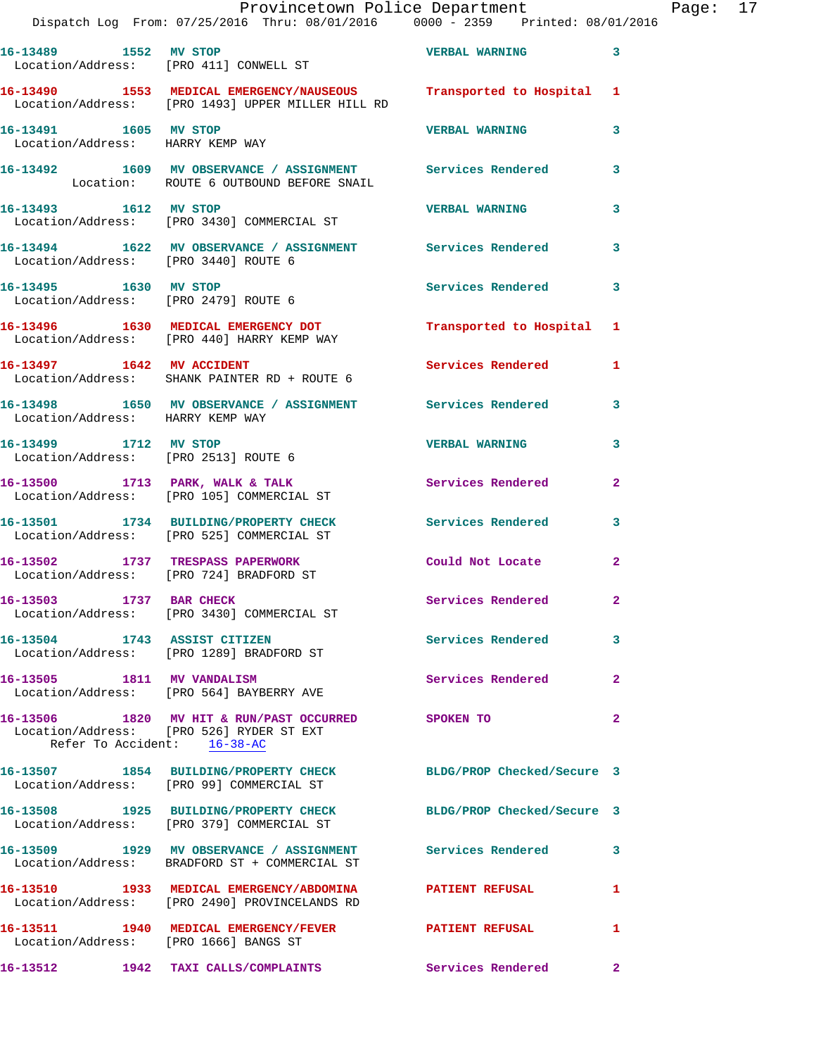16-13489 1552 MV STOP VERBAL WARNING 3
Location/Address: [PRO 411] CONWELL ST

16-13490 1553 MEDICAL EMERGENCY/NAUSEOUS Transported to Hospital 1
Location/Address: [PRO 1493] UPPER MILLER HILL RD

16-13491 1605 MV STOP VERBAL WARNING 3
Location/Address: HARRY KEMP WAY

16-13492 1609 MV OBSERVANCE / ASSIGNMENT Services Rendered 3
Location: ROUTE 6 OUTBOUND BEFORE SNAIL

16-13493 1612 MV STOP VERBAL WARNING 3
Location/Address: [PRO 3430] COMMERCIAL ST

16-13494 1622 MV OBSERVANCE / ASSIGNMENT Services Rendered 3
Location/Address: [PRO 3440] ROUTE 6

16-13495 1630 MV STOP Services Rendered 3
Location/Address: [PRO 2479] ROUTE 6

16-13496 1630 MEDICAL EMERGENCY DOT Transported to Hospital 1
Location/Address: [PRO 440] HARRY KEMP WAY

16-13497 1642 MV ACCIDENT Services Rendered 1
Location/Address: SHANK PAINTER RD + ROUTE 6

16-13498 1650 MV OBSERVANCE / ASSIGNMENT Services Rendered 3
Location/Address: HARRY KEMP WAY

16-13499 1712 MV STOP VERBAL WARNING 3
Location/Address: [PRO 2513] ROUTE 6

16-13500 1713 PARK, WALK & TALK Services Rendered 2
Location/Address: [PRO 105] COMMERCIAL ST

16-13501 1734 BUILDING/PROPERTY CHECK Services Rendered 3
Location/Address: [PRO 525] COMMERCIAL ST

16-13502 1737 TRESPASS PAPERWORK Could Not Locate 2
Location/Address: [PRO 724] BRADFORD ST

16-13503 1737 BAR CHECK Services Rendered 2
Location/Address: [PRO 3430] COMMERCIAL ST

16-13504 1743 ASSIST CITIZEN Services Rendered 3
Location/Address: [PRO 1289] BRADFORD ST

16-13505 1811 MV VANDALISM Services Rendered 2
Location/Address: [PRO 564] BAYBERRY AVE

16-13506 1820 MV HIT & RUN/PAST OCCURRED SPOKEN TO 2
Location/Address: [PRO 526] RYDER ST EXT
Refer To Accident: 16-38-AC

16-13507 1854 BUILDING/PROPERTY CHECK BLDG/PROP Checked/Secure 3
Location/Address: [PRO 99] COMMERCIAL ST

16-13508 1925 BUILDING/PROPERTY CHECK BLDG/PROP Checked/Secure 3
Location/Address: [PRO 379] COMMERCIAL ST

16-13509 1929 MV OBSERVANCE / ASSIGNMENT Services Rendered 3
Location/Address: BRADFORD ST + COMMERCIAL ST

16-13510 1933 MEDICAL EMERGENCY/ABDOMINA PATIENT REFUSAL 1
Location/Address: [PRO 2490] PROVINCELANDS RD

16-13511 1940 MEDICAL EMERGENCY/FEVER PATIENT REFUSAL 1
Location/Address: [PRO 1666] BANGS ST

16-13512 1942 TAXI CALLS/COMPLAINTS Services Rendered 2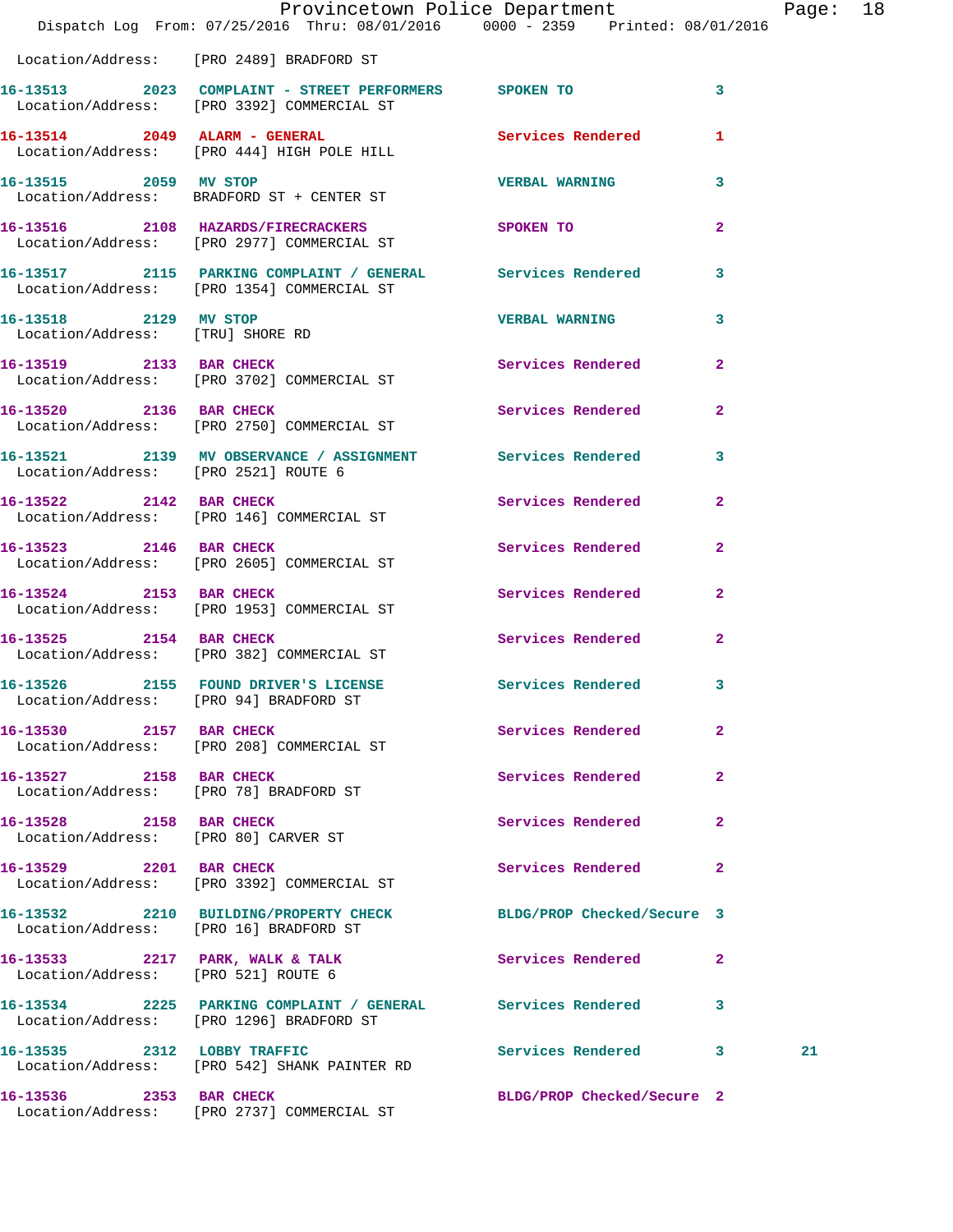Location/Address: [PRO 2489] BRADFORD ST

| Call Number | Time | Call Reason | Action | Priority | |
|---|---|---|---|---|---|
| 16-13513 | 2023 | COMPLAINT - STREET PERFORMERS | SPOKEN TO | 3 | |
| | | Location/Address: [PRO 3392] COMMERCIAL ST | | | |
| 16-13514 | 2049 | ALARM - GENERAL | Services Rendered | 1 | |
| | | Location/Address: [PRO 444] HIGH POLE HILL | | | |
| 16-13515 | 2059 | MV STOP | VERBAL WARNING | 3 | |
| | | Location/Address: BRADFORD ST + CENTER ST | | | |
| 16-13516 | 2108 | HAZARDS/FIRECRACKERS | SPOKEN TO | 2 | |
| | | Location/Address: [PRO 2977] COMMERCIAL ST | | | |
| 16-13517 | 2115 | PARKING COMPLAINT / GENERAL | Services Rendered | 3 | |
| | | Location/Address: [PRO 1354] COMMERCIAL ST | | | |
| 16-13518 | 2129 | MV STOP | VERBAL WARNING | 3 | |
| | | Location/Address: [TRU] SHORE RD | | | |
| 16-13519 | 2133 | BAR CHECK | Services Rendered | 2 | |
| | | Location/Address: [PRO 3702] COMMERCIAL ST | | | |
| 16-13520 | 2136 | BAR CHECK | Services Rendered | 2 | |
| | | Location/Address: [PRO 2750] COMMERCIAL ST | | | |
| 16-13521 | 2139 | MV OBSERVANCE / ASSIGNMENT | Services Rendered | 3 | |
| | | Location/Address: [PRO 2521] ROUTE 6 | | | |
| 16-13522 | 2142 | BAR CHECK | Services Rendered | 2 | |
| | | Location/Address: [PRO 146] COMMERCIAL ST | | | |
| 16-13523 | 2146 | BAR CHECK | Services Rendered | 2 | |
| | | Location/Address: [PRO 2605] COMMERCIAL ST | | | |
| 16-13524 | 2153 | BAR CHECK | Services Rendered | 2 | |
| | | Location/Address: [PRO 1953] COMMERCIAL ST | | | |
| 16-13525 | 2154 | BAR CHECK | Services Rendered | 2 | |
| | | Location/Address: [PRO 382] COMMERCIAL ST | | | |
| 16-13526 | 2155 | FOUND DRIVER'S LICENSE | Services Rendered | 3 | |
| | | Location/Address: [PRO 94] BRADFORD ST | | | |
| 16-13530 | 2157 | BAR CHECK | Services Rendered | 2 | |
| | | Location/Address: [PRO 208] COMMERCIAL ST | | | |
| 16-13527 | 2158 | BAR CHECK | Services Rendered | 2 | |
| | | Location/Address: [PRO 78] BRADFORD ST | | | |
| 16-13528 | 2158 | BAR CHECK | Services Rendered | 2 | |
| | | Location/Address: [PRO 80] CARVER ST | | | |
| 16-13529 | 2201 | BAR CHECK | Services Rendered | 2 | |
| | | Location/Address: [PRO 3392] COMMERCIAL ST | | | |
| 16-13532 | 2210 | BUILDING/PROPERTY CHECK | BLDG/PROP Checked/Secure | 3 | |
| | | Location/Address: [PRO 16] BRADFORD ST | | | |
| 16-13533 | 2217 | PARK, WALK & TALK | Services Rendered | 2 | |
| | | Location/Address: [PRO 521] ROUTE 6 | | | |
| 16-13534 | 2225 | PARKING COMPLAINT / GENERAL | Services Rendered | 3 | |
| | | Location/Address: [PRO 1296] BRADFORD ST | | | |
| 16-13535 | 2312 | LOBBY TRAFFIC | Services Rendered | 3 | 21 |
| | | Location/Address: [PRO 542] SHANK PAINTER RD | | | |
| 16-13536 | 2353 | BAR CHECK | BLDG/PROP Checked/Secure | 2 | |
| | | Location/Address: [PRO 2737] COMMERCIAL ST | | | |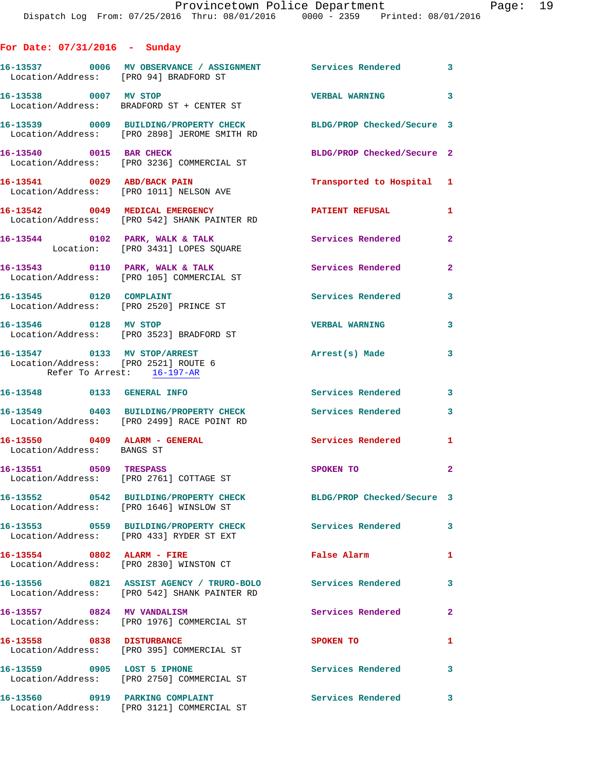## For Date: 07/31/2016 - Sunday

**16-13537** 0006 MV OBSERVANCE / ASSIGNMENT — Services Rendered — 3
Location/Address: [PRO 94] BRADFORD ST

**16-13538** 0007 MV STOP — VERBAL WARNING — 3
Location/Address: BRADFORD ST + CENTER ST

**16-13539** 0009 BUILDING/PROPERTY CHECK — BLDG/PROP Checked/Secure — 3
Location/Address: [PRO 2898] JEROME SMITH RD

**16-13540** 0015 BAR CHECK — BLDG/PROP Checked/Secure — 2
Location/Address: [PRO 3236] COMMERCIAL ST

**16-13541** 0029 ABD/BACK PAIN — Transported to Hospital — 1
Location/Address: [PRO 1011] NELSON AVE

**16-13542** 0049 MEDICAL EMERGENCY — PATIENT REFUSAL — 1
Location/Address: [PRO 542] SHANK PAINTER RD

**16-13544** 0102 PARK, WALK & TALK — Services Rendered — 2
Location: [PRO 3431] LOPES SQUARE

**16-13543** 0110 PARK, WALK & TALK — Services Rendered — 2
Location/Address: [PRO 105] COMMERCIAL ST

**16-13545** 0120 COMPLAINT — Services Rendered — 3
Location/Address: [PRO 2520] PRINCE ST

**16-13546** 0128 MV STOP — VERBAL WARNING — 3
Location/Address: [PRO 3523] BRADFORD ST

**16-13547** 0133 MV STOP/ARREST — Arrest(s) Made — 3
Location/Address: [PRO 2521] ROUTE 6
Refer To Arrest: 16-197-AR

**16-13548** 0133 GENERAL INFO — Services Rendered — 3

**16-13549** 0403 BUILDING/PROPERTY CHECK — Services Rendered — 3
Location/Address: [PRO 2499] RACE POINT RD

**16-13550** 0409 ALARM - GENERAL — Services Rendered — 1
Location/Address: BANGS ST

**16-13551** 0509 TRESPASS — SPOKEN TO — 2
Location/Address: [PRO 2761] COTTAGE ST

**16-13552** 0542 BUILDING/PROPERTY CHECK — BLDG/PROP Checked/Secure — 3
Location/Address: [PRO 1646] WINSLOW ST

**16-13553** 0559 BUILDING/PROPERTY CHECK — Services Rendered — 3
Location/Address: [PRO 433] RYDER ST EXT

**16-13554** 0802 ALARM - FIRE — False Alarm — 1
Location/Address: [PRO 2830] WINSTON CT

**16-13556** 0821 ASSIST AGENCY / TRURO-BOLO — Services Rendered — 3
Location/Address: [PRO 542] SHANK PAINTER RD

**16-13557** 0824 MV VANDALISM — Services Rendered — 2
Location/Address: [PRO 1976] COMMERCIAL ST

**16-13558** 0838 DISTURBANCE — SPOKEN TO — 1
Location/Address: [PRO 395] COMMERCIAL ST

**16-13559** 0905 LOST 5 IPHONE — Services Rendered — 3
Location/Address: [PRO 2750] COMMERCIAL ST

**16-13560** 0919 PARKING COMPLAINT — Services Rendered — 3
Location/Address: [PRO 3121] COMMERCIAL ST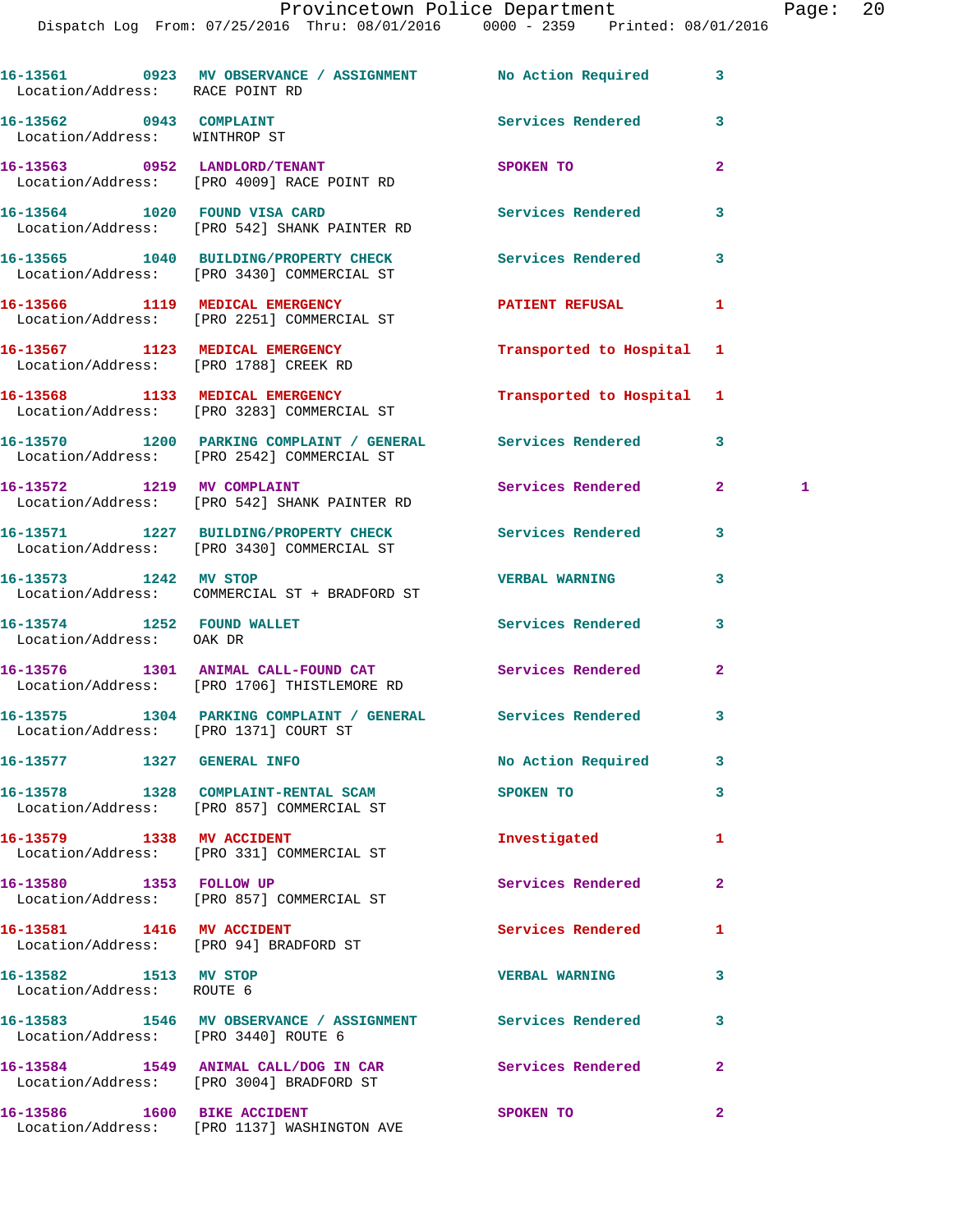| Call Number | Time | Call Reason | Action | Priority | |
|---|---|---|---|---|---|
| 16-13561 | 0923 | MV OBSERVANCE / ASSIGNMENT | No Action Required | 3 | |
| Location/Address: RACE POINT RD | | | | | |
| 16-13562 | 0943 | COMPLAINT | Services Rendered | 3 | |
| Location/Address: WINTHROP ST | | | | | |
| 16-13563 | 0952 | LANDLORD/TENANT | SPOKEN TO | 2 | |
| Location/Address: [PRO 4009] RACE POINT RD | | | | | |
| 16-13564 | 1020 | FOUND VISA CARD | Services Rendered | 3 | |
| Location/Address: [PRO 542] SHANK PAINTER RD | | | | | |
| 16-13565 | 1040 | BUILDING/PROPERTY CHECK | Services Rendered | 3 | |
| Location/Address: [PRO 3430] COMMERCIAL ST | | | | | |
| 16-13566 | 1119 | MEDICAL EMERGENCY | PATIENT REFUSAL | 1 | |
| Location/Address: [PRO 2251] COMMERCIAL ST | | | | | |
| 16-13567 | 1123 | MEDICAL EMERGENCY | Transported to Hospital | 1 | |
| Location/Address: [PRO 1788] CREEK RD | | | | | |
| 16-13568 | 1133 | MEDICAL EMERGENCY | Transported to Hospital | 1 | |
| Location/Address: [PRO 3283] COMMERCIAL ST | | | | | |
| 16-13570 | 1200 | PARKING COMPLAINT / GENERAL | Services Rendered | 3 | |
| Location/Address: [PRO 2542] COMMERCIAL ST | | | | | |
| 16-13572 | 1219 | MV COMPLAINT | Services Rendered | 2 | 1 |
| Location/Address: [PRO 542] SHANK PAINTER RD | | | | | |
| 16-13571 | 1227 | BUILDING/PROPERTY CHECK | Services Rendered | 3 | |
| Location/Address: [PRO 3430] COMMERCIAL ST | | | | | |
| 16-13573 | 1242 | MV STOP | VERBAL WARNING | 3 | |
| Location/Address: COMMERCIAL ST + BRADFORD ST | | | | | |
| 16-13574 | 1252 | FOUND WALLET | Services Rendered | 3 | |
| Location/Address: OAK DR | | | | | |
| 16-13576 | 1301 | ANIMAL CALL-FOUND CAT | Services Rendered | 2 | |
| Location/Address: [PRO 1706] THISTLEMORE RD | | | | | |
| 16-13575 | 1304 | PARKING COMPLAINT / GENERAL | Services Rendered | 3 | |
| Location/Address: [PRO 1371] COURT ST | | | | | |
| 16-13577 | 1327 | GENERAL INFO | No Action Required | 3 | |
| 16-13578 | 1328 | COMPLAINT-RENTAL SCAM | SPOKEN TO | 3 | |
| Location/Address: [PRO 857] COMMERCIAL ST | | | | | |
| 16-13579 | 1338 | MV ACCIDENT | Investigated | 1 | |
| Location/Address: [PRO 331] COMMERCIAL ST | | | | | |
| 16-13580 | 1353 | FOLLOW UP | Services Rendered | 2 | |
| Location/Address: [PRO 857] COMMERCIAL ST | | | | | |
| 16-13581 | 1416 | MV ACCIDENT | Services Rendered | 1 | |
| Location/Address: [PRO 94] BRADFORD ST | | | | | |
| 16-13582 | 1513 | MV STOP | VERBAL WARNING | 3 | |
| Location/Address: ROUTE 6 | | | | | |
| 16-13583 | 1546 | MV OBSERVANCE / ASSIGNMENT | Services Rendered | 3 | |
| Location/Address: [PRO 3440] ROUTE 6 | | | | | |
| 16-13584 | 1549 | ANIMAL CALL/DOG IN CAR | Services Rendered | 2 | |
| Location/Address: [PRO 3004] BRADFORD ST | | | | | |
| 16-13586 | 1600 | BIKE ACCIDENT | SPOKEN TO | 2 | |
| Location/Address: [PRO 1137] WASHINGTON AVE | | | | | |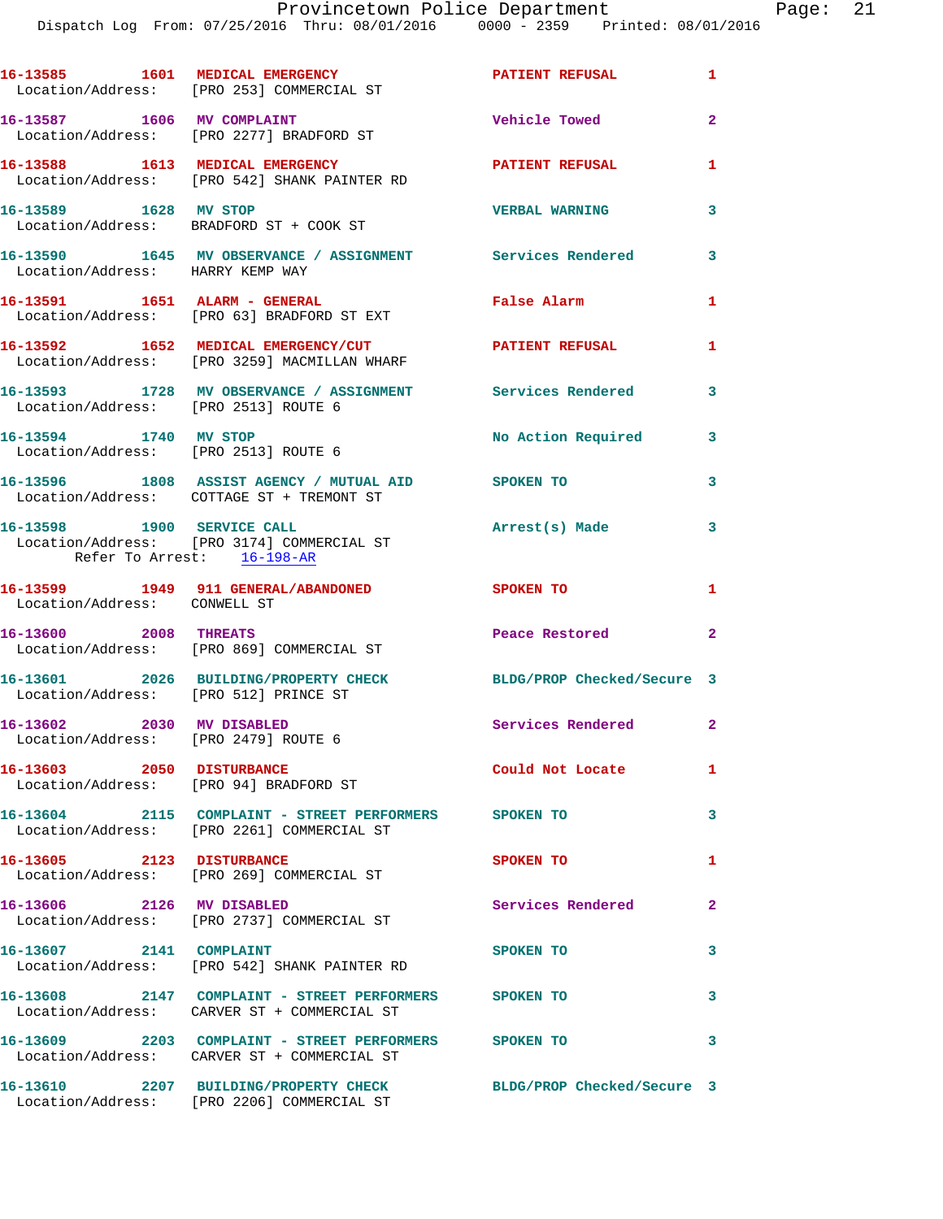16-13585 1601 MEDICAL EMERGENCY PATIENT REFUSAL 1
Location/Address: [PRO 253] COMMERCIAL ST

16-13587 1606 MV COMPLAINT Vehicle Towed 2
Location/Address: [PRO 2277] BRADFORD ST

16-13588 1613 MEDICAL EMERGENCY PATIENT REFUSAL 1
Location/Address: [PRO 542] SHANK PAINTER RD

16-13589 1628 MV STOP VERBAL WARNING 3
Location/Address: BRADFORD ST + COOK ST

16-13590 1645 MV OBSERVANCE / ASSIGNMENT Services Rendered 3
Location/Address: HARRY KEMP WAY

16-13591 1651 ALARM - GENERAL False Alarm 1
Location/Address: [PRO 63] BRADFORD ST EXT

16-13592 1652 MEDICAL EMERGENCY/CUT PATIENT REFUSAL 1
Location/Address: [PRO 3259] MACMILLAN WHARF

16-13593 1728 MV OBSERVANCE / ASSIGNMENT Services Rendered 3
Location/Address: [PRO 2513] ROUTE 6

16-13594 1740 MV STOP No Action Required 3
Location/Address: [PRO 2513] ROUTE 6

16-13596 1808 ASSIST AGENCY / MUTUAL AID SPOKEN TO 3
Location/Address: COTTAGE ST + TREMONT ST

16-13598 1900 SERVICE CALL Arrest(s) Made 3
Location/Address: [PRO 3174] COMMERCIAL ST
Refer To Arrest: 16-198-AR

16-13599 1949 911 GENERAL/ABANDONED SPOKEN TO 1
Location/Address: CONWELL ST

16-13600 2008 THREATS Peace Restored 2
Location/Address: [PRO 869] COMMERCIAL ST

16-13601 2026 BUILDING/PROPERTY CHECK BLDG/PROP Checked/Secure 3
Location/Address: [PRO 512] PRINCE ST

16-13602 2030 MV DISABLED Services Rendered 2
Location/Address: [PRO 2479] ROUTE 6

16-13603 2050 DISTURBANCE Could Not Locate 1
Location/Address: [PRO 94] BRADFORD ST

16-13604 2115 COMPLAINT - STREET PERFORMERS SPOKEN TO 3
Location/Address: [PRO 2261] COMMERCIAL ST

16-13605 2123 DISTURBANCE SPOKEN TO 1
Location/Address: [PRO 269] COMMERCIAL ST

16-13606 2126 MV DISABLED Services Rendered 2
Location/Address: [PRO 2737] COMMERCIAL ST

16-13607 2141 COMPLAINT SPOKEN TO 3
Location/Address: [PRO 542] SHANK PAINTER RD

16-13608 2147 COMPLAINT - STREET PERFORMERS SPOKEN TO 3
Location/Address: CARVER ST + COMMERCIAL ST

16-13609 2203 COMPLAINT - STREET PERFORMERS SPOKEN TO 3
Location/Address: CARVER ST + COMMERCIAL ST

16-13610 2207 BUILDING/PROPERTY CHECK BLDG/PROP Checked/Secure 3
Location/Address: [PRO 2206] COMMERCIAL ST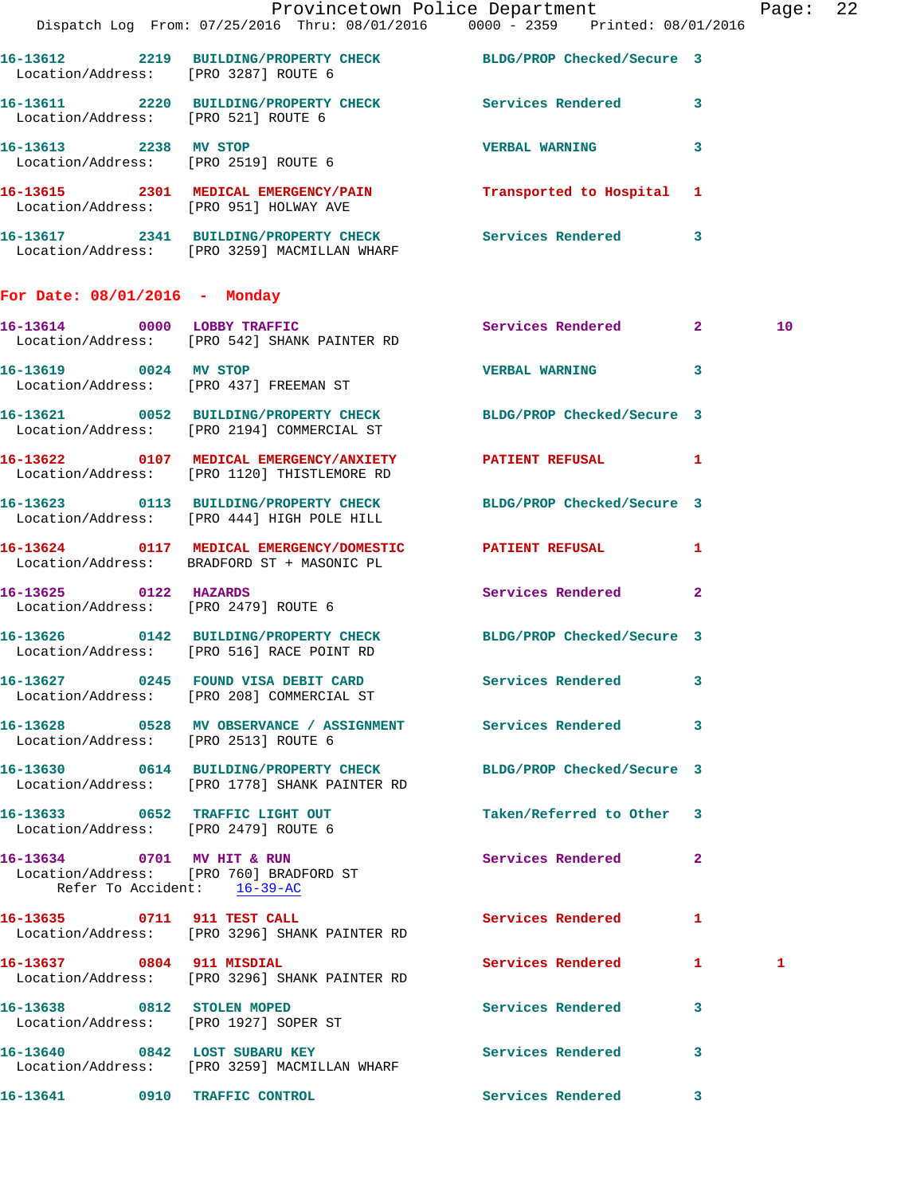16-13612 2219 BUILDING/PROPERTY CHECK BLDG/PROP Checked/Secure 3
Location/Address: [PRO 3287] ROUTE 6

16-13611 2220 BUILDING/PROPERTY CHECK Services Rendered 3
Location/Address: [PRO 521] ROUTE 6

16-13613 2238 MV STOP VERBAL WARNING 3
Location/Address: [PRO 2519] ROUTE 6

16-13615 2301 MEDICAL EMERGENCY/PAIN Transported to Hospital 1
Location/Address: [PRO 951] HOLWAY AVE

16-13617 2341 BUILDING/PROPERTY CHECK Services Rendered 3
Location/Address: [PRO 3259] MACMILLAN WHARF

**For Date: 08/01/2016 - Monday**

16-13614 0000 LOBBY TRAFFIC Services Rendered 2 10
Location/Address: [PRO 542] SHANK PAINTER RD

16-13619 0024 MV STOP VERBAL WARNING 3
Location/Address: [PRO 437] FREEMAN ST

16-13621 0052 BUILDING/PROPERTY CHECK BLDG/PROP Checked/Secure 3
Location/Address: [PRO 2194] COMMERCIAL ST

16-13622 0107 MEDICAL EMERGENCY/ANXIETY PATIENT REFUSAL 1
Location/Address: [PRO 1120] THISTLEMORE RD

16-13623 0113 BUILDING/PROPERTY CHECK BLDG/PROP Checked/Secure 3
Location/Address: [PRO 444] HIGH POLE HILL

16-13624 0117 MEDICAL EMERGENCY/DOMESTIC PATIENT REFUSAL 1
Location/Address: BRADFORD ST + MASONIC PL

16-13625 0122 HAZARDS Services Rendered 2
Location/Address: [PRO 2479] ROUTE 6

16-13626 0142 BUILDING/PROPERTY CHECK BLDG/PROP Checked/Secure 3
Location/Address: [PRO 516] RACE POINT RD

16-13627 0245 FOUND VISA DEBIT CARD Services Rendered 3
Location/Address: [PRO 208] COMMERCIAL ST

16-13628 0528 MV OBSERVANCE / ASSIGNMENT Services Rendered 3
Location/Address: [PRO 2513] ROUTE 6

16-13630 0614 BUILDING/PROPERTY CHECK BLDG/PROP Checked/Secure 3
Location/Address: [PRO 1778] SHANK PAINTER RD

16-13633 0652 TRAFFIC LIGHT OUT Taken/Referred to Other 3
Location/Address: [PRO 2479] ROUTE 6

16-13634 0701 MV HIT & RUN Services Rendered 2
Location/Address: [PRO 760] BRADFORD ST
Refer To Accident: 16-39-AC

16-13635 0711 911 TEST CALL Services Rendered 1
Location/Address: [PRO 3296] SHANK PAINTER RD

16-13637 0804 911 MISDIAL Services Rendered 1 1
Location/Address: [PRO 3296] SHANK PAINTER RD

16-13638 0812 STOLEN MOPED Services Rendered 3
Location/Address: [PRO 1927] SOPER ST

16-13640 0842 LOST SUBARU KEY Services Rendered 3
Location/Address: [PRO 3259] MACMILLAN WHARF

16-13641 0910 TRAFFIC CONTROL Services Rendered 3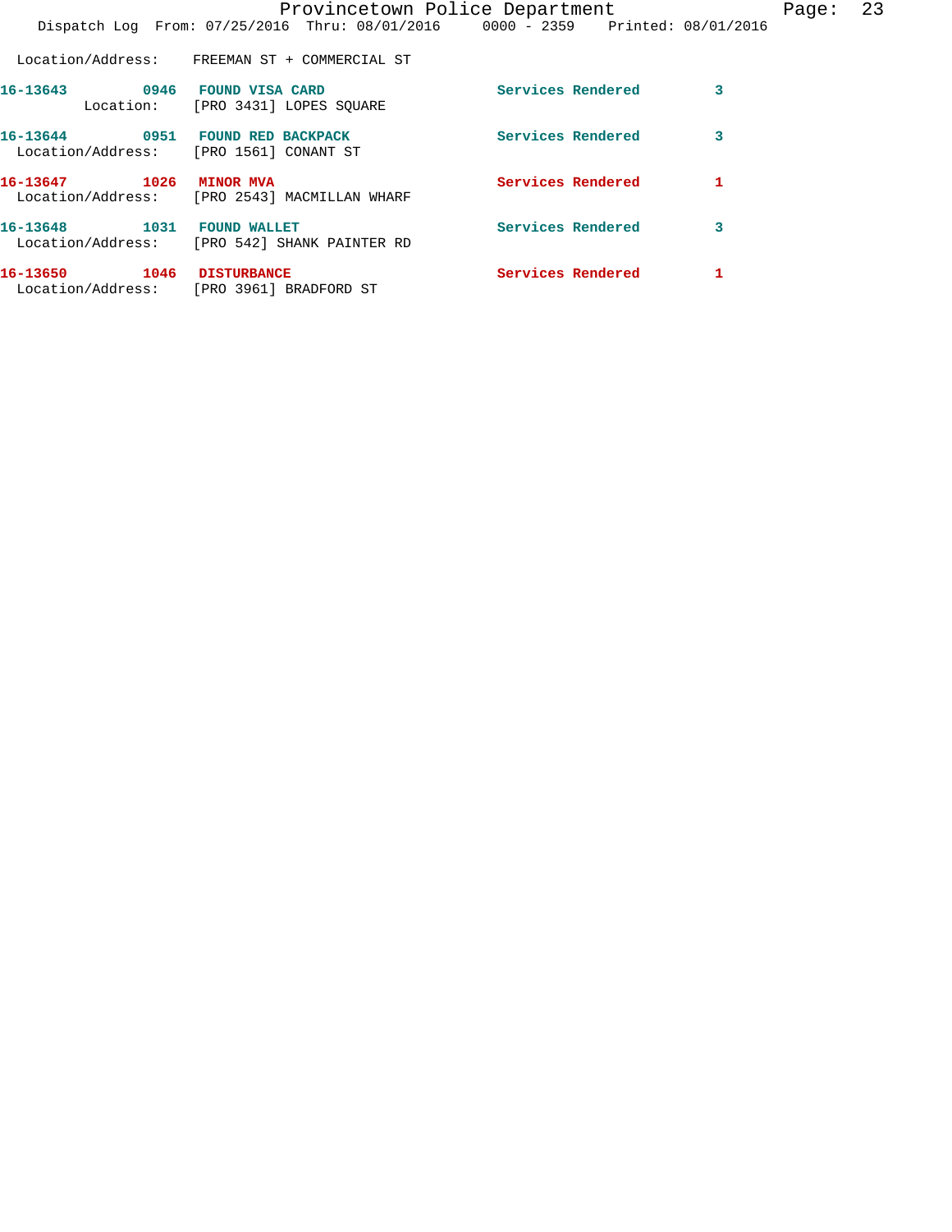Location/Address: FREEMAN ST + COMMERCIAL ST

**16-13643 0946 FOUND VISA CARD** Services Rendered 3
Location: [PRO 3431] LOPES SQUARE

**16-13644 0951 FOUND RED BACKPACK** Services Rendered 3
Location/Address: [PRO 1561] CONANT ST

**16-13647 1026 MINOR MVA** Services Rendered 1
Location/Address: [PRO 2543] MACMILLAN WHARF

**16-13648 1031 FOUND WALLET** Services Rendered 3
Location/Address: [PRO 542] SHANK PAINTER RD

**16-13650 1046 DISTURBANCE** Services Rendered 1
Location/Address: [PRO 3961] BRADFORD ST